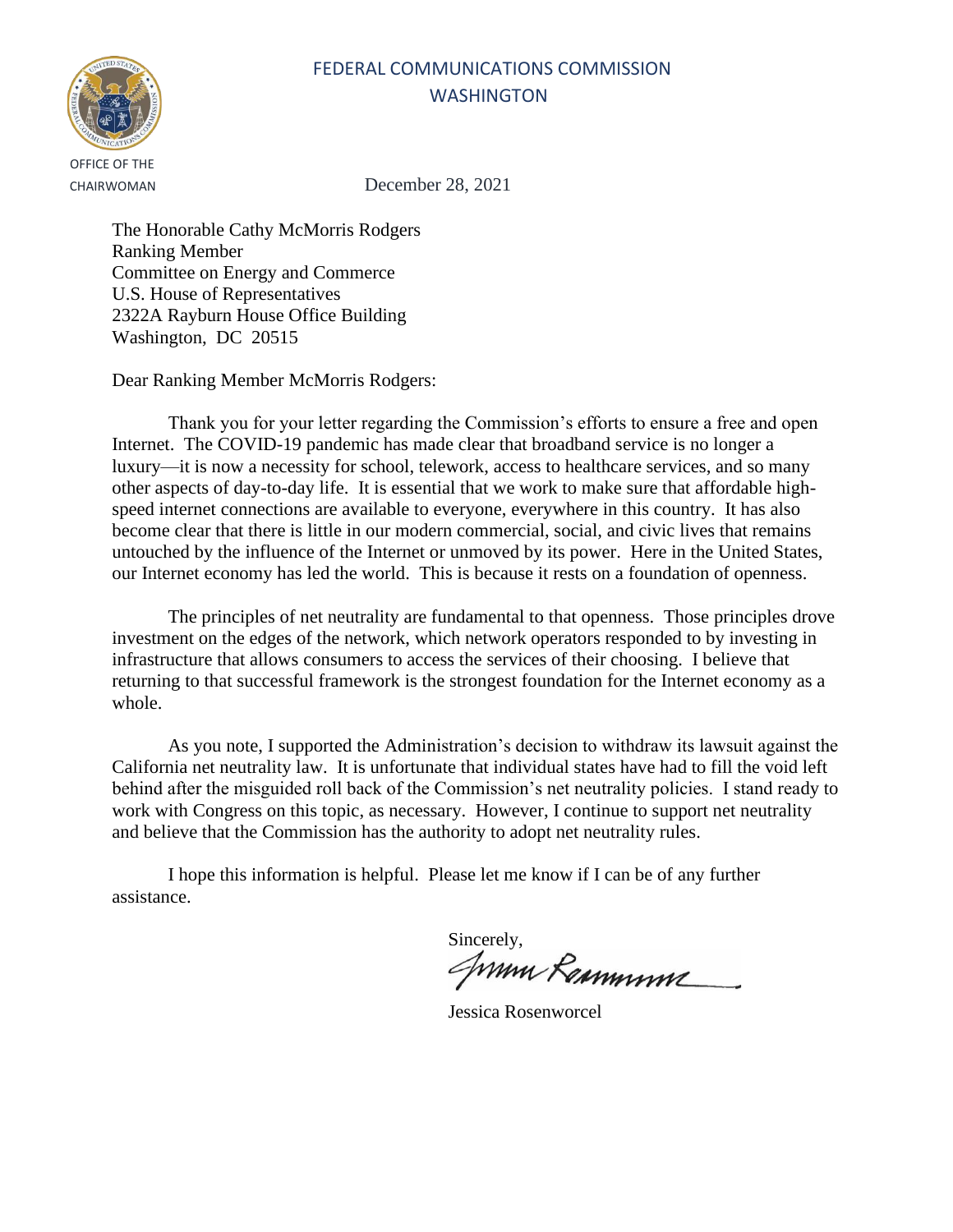FEDERAL COMMUNICATIONS COMMISSION
WASHINGTON

OFFICE OF THE
CHAIRWOMAN

December 28, 2021

The Honorable Cathy McMorris Rodgers
Ranking Member
Committee on Energy and Commerce
U.S. House of Representatives
2322A Rayburn House Office Building
Washington, DC 20515

Dear Ranking Member McMorris Rodgers:

Thank you for your letter regarding the Commission's efforts to ensure a free and open Internet. The COVID-19 pandemic has made clear that broadband service is no longer a luxury—it is now a necessity for school, telework, access to healthcare services, and so many other aspects of day-to-day life. It is essential that we work to make sure that affordable high-speed internet connections are available to everyone, everywhere in this country. It has also become clear that there is little in our modern commercial, social, and civic lives that remains untouched by the influence of the Internet or unmoved by its power. Here in the United States, our Internet economy has led the world. This is because it rests on a foundation of openness.

The principles of net neutrality are fundamental to that openness. Those principles drove investment on the edges of the network, which network operators responded to by investing in infrastructure that allows consumers to access the services of their choosing. I believe that returning to that successful framework is the strongest foundation for the Internet economy as a whole.

As you note, I supported the Administration's decision to withdraw its lawsuit against the California net neutrality law. It is unfortunate that individual states have had to fill the void left behind after the misguided roll back of the Commission's net neutrality policies. I stand ready to work with Congress on this topic, as necessary. However, I continue to support net neutrality and believe that the Commission has the authority to adopt net neutrality rules.

I hope this information is helpful. Please let me know if I can be of any further assistance.

Sincerely,

Jessica Rosenworcel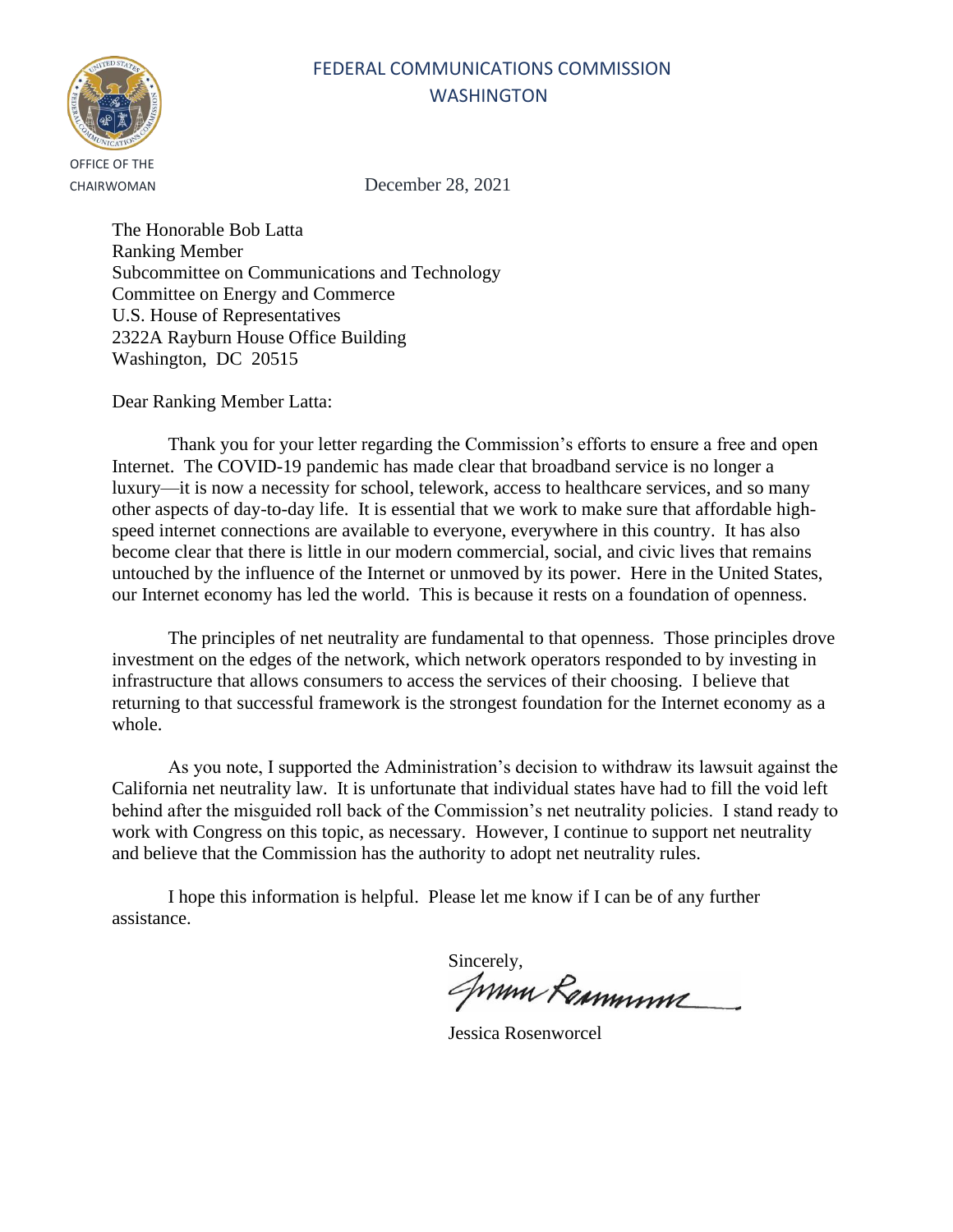FEDERAL COMMUNICATIONS COMMISSION
WASHINGTON

OFFICE OF THE CHAIRWOMAN

December 28, 2021

The Honorable Bob Latta
Ranking Member
Subcommittee on Communications and Technology
Committee on Energy and Commerce
U.S. House of Representatives
2322A Rayburn House Office Building
Washington, DC 20515

Dear Ranking Member Latta:

Thank you for your letter regarding the Commission's efforts to ensure a free and open Internet. The COVID-19 pandemic has made clear that broadband service is no longer a luxury—it is now a necessity for school, telework, access to healthcare services, and so many other aspects of day-to-day life. It is essential that we work to make sure that affordable high-speed internet connections are available to everyone, everywhere in this country. It has also become clear that there is little in our modern commercial, social, and civic lives that remains untouched by the influence of the Internet or unmoved by its power. Here in the United States, our Internet economy has led the world. This is because it rests on a foundation of openness.

The principles of net neutrality are fundamental to that openness. Those principles drove investment on the edges of the network, which network operators responded to by investing in infrastructure that allows consumers to access the services of their choosing. I believe that returning to that successful framework is the strongest foundation for the Internet economy as a whole.

As you note, I supported the Administration's decision to withdraw its lawsuit against the California net neutrality law. It is unfortunate that individual states have had to fill the void left behind after the misguided roll back of the Commission's net neutrality policies. I stand ready to work with Congress on this topic, as necessary. However, I continue to support net neutrality and believe that the Commission has the authority to adopt net neutrality rules.

I hope this information is helpful. Please let me know if I can be of any further assistance.

Sincerely,

Jessica Rosenworcel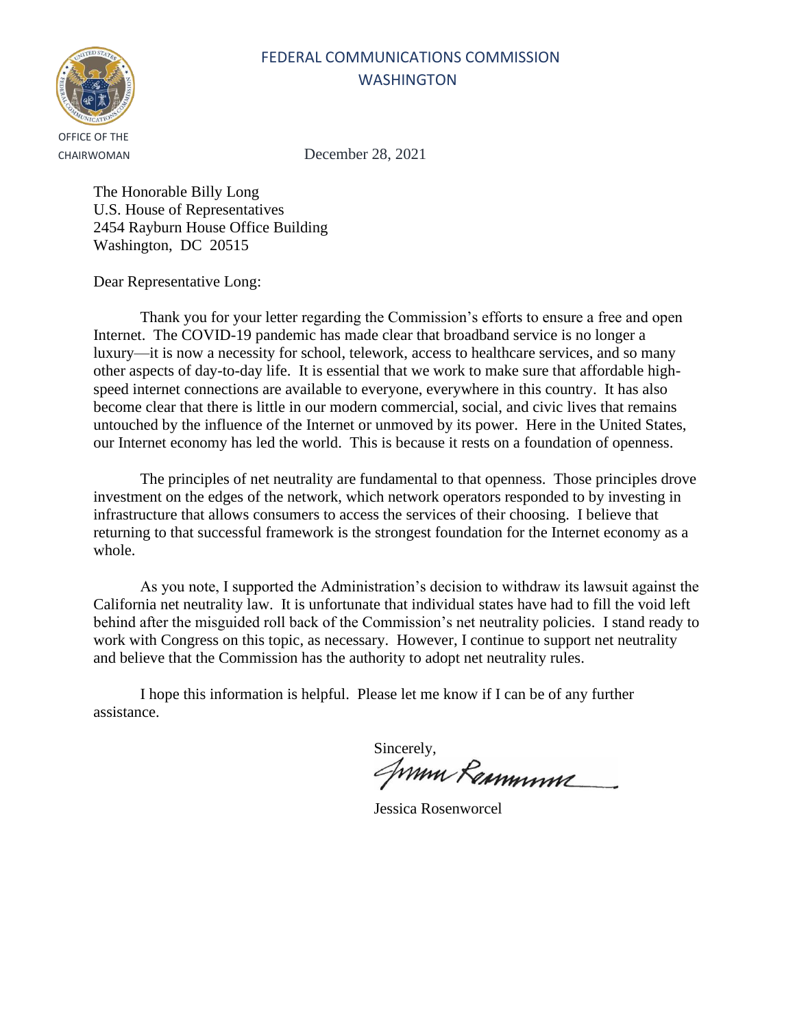FEDERAL COMMUNICATIONS COMMISSION
WASHINGTON

OFFICE OF THE
CHAIRWOMAN

December 28, 2021

The Honorable Billy Long
U.S. House of Representatives
2454 Rayburn House Office Building
Washington, DC 20515

Dear Representative Long:

Thank you for your letter regarding the Commission's efforts to ensure a free and open Internet. The COVID-19 pandemic has made clear that broadband service is no longer a luxury—it is now a necessity for school, telework, access to healthcare services, and so many other aspects of day-to-day life. It is essential that we work to make sure that affordable high-speed internet connections are available to everyone, everywhere in this country. It has also become clear that there is little in our modern commercial, social, and civic lives that remains untouched by the influence of the Internet or unmoved by its power. Here in the United States, our Internet economy has led the world. This is because it rests on a foundation of openness.

The principles of net neutrality are fundamental to that openness. Those principles drove investment on the edges of the network, which network operators responded to by investing in infrastructure that allows consumers to access the services of their choosing. I believe that returning to that successful framework is the strongest foundation for the Internet economy as a whole.

As you note, I supported the Administration's decision to withdraw its lawsuit against the California net neutrality law. It is unfortunate that individual states have had to fill the void left behind after the misguided roll back of the Commission's net neutrality policies. I stand ready to work with Congress on this topic, as necessary. However, I continue to support net neutrality and believe that the Commission has the authority to adopt net neutrality rules.

I hope this information is helpful. Please let me know if I can be of any further assistance.

Sincerely,

Jessica Rosenworcel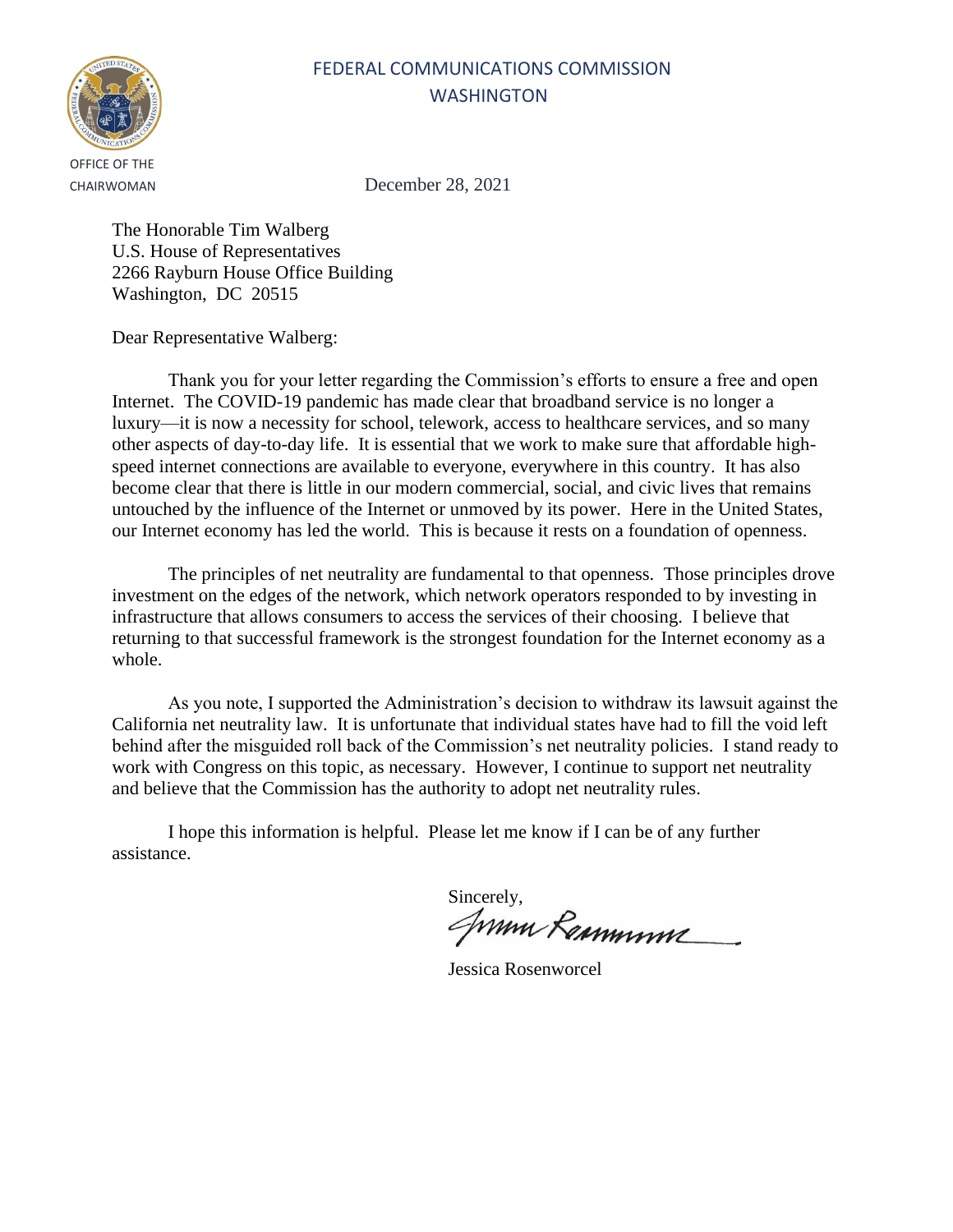FEDERAL COMMUNICATIONS COMMISSION
WASHINGTON

OFFICE OF THE CHAIRWOMAN

December 28, 2021

The Honorable Tim Walberg
U.S. House of Representatives
2266 Rayburn House Office Building
Washington, DC 20515

Dear Representative Walberg:

Thank you for your letter regarding the Commission's efforts to ensure a free and open Internet. The COVID-19 pandemic has made clear that broadband service is no longer a luxury—it is now a necessity for school, telework, access to healthcare services, and so many other aspects of day-to-day life. It is essential that we work to make sure that affordable high-speed internet connections are available to everyone, everywhere in this country. It has also become clear that there is little in our modern commercial, social, and civic lives that remains untouched by the influence of the Internet or unmoved by its power. Here in the United States, our Internet economy has led the world. This is because it rests on a foundation of openness.

The principles of net neutrality are fundamental to that openness. Those principles drove investment on the edges of the network, which network operators responded to by investing in infrastructure that allows consumers to access the services of their choosing. I believe that returning to that successful framework is the strongest foundation for the Internet economy as a whole.

As you note, I supported the Administration's decision to withdraw its lawsuit against the California net neutrality law. It is unfortunate that individual states have had to fill the void left behind after the misguided roll back of the Commission's net neutrality policies. I stand ready to work with Congress on this topic, as necessary. However, I continue to support net neutrality and believe that the Commission has the authority to adopt net neutrality rules.

I hope this information is helpful. Please let me know if I can be of any further assistance.

Sincerely,

Jessica Rosenworcel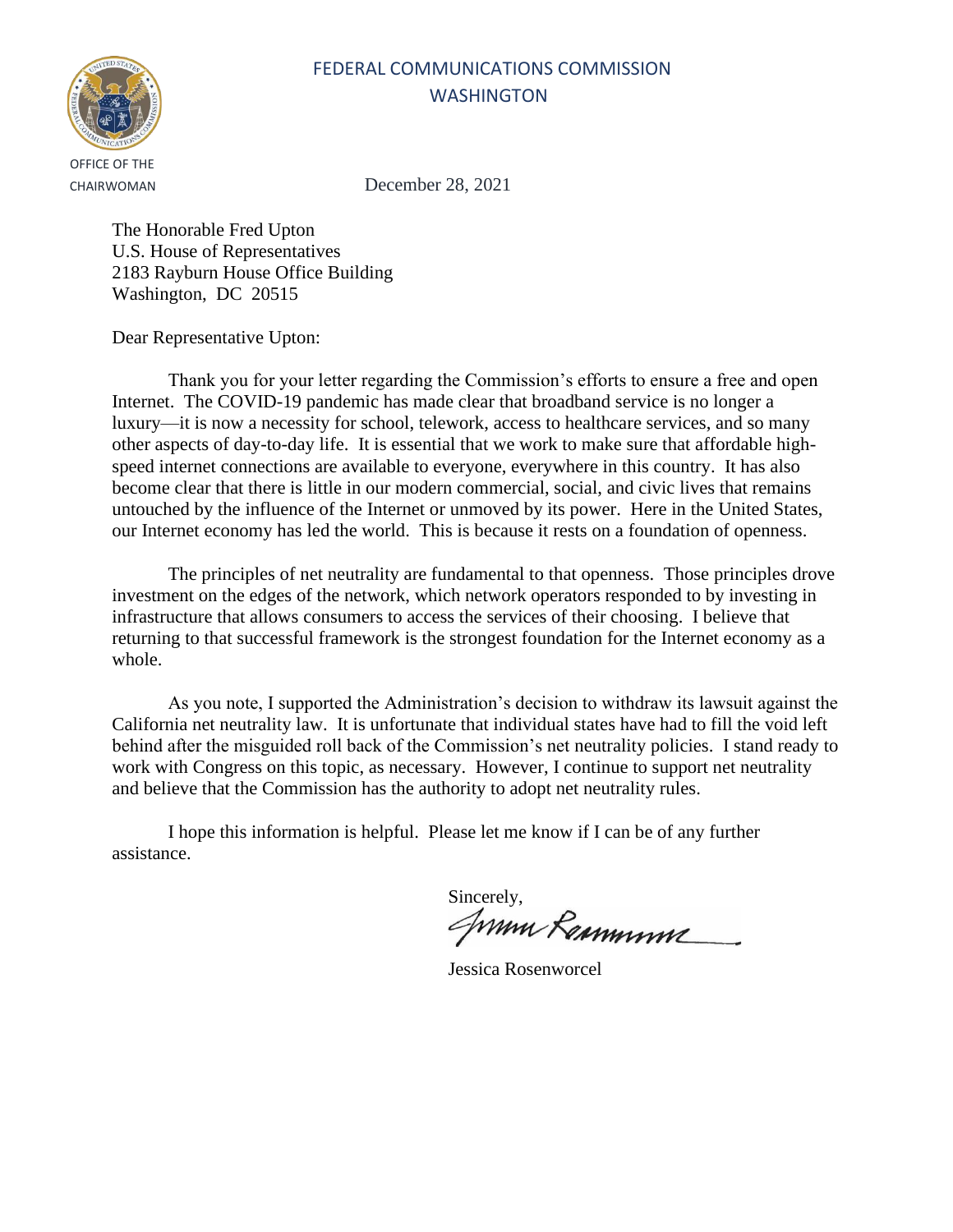FEDERAL COMMUNICATIONS COMMISSION
WASHINGTON

OFFICE OF THE
CHAIRWOMAN

December 28, 2021

The Honorable Fred Upton
U.S. House of Representatives
2183 Rayburn House Office Building
Washington, DC 20515

Dear Representative Upton:

Thank you for your letter regarding the Commission's efforts to ensure a free and open Internet. The COVID-19 pandemic has made clear that broadband service is no longer a luxury—it is now a necessity for school, telework, access to healthcare services, and so many other aspects of day-to-day life. It is essential that we work to make sure that affordable high-speed internet connections are available to everyone, everywhere in this country. It has also become clear that there is little in our modern commercial, social, and civic lives that remains untouched by the influence of the Internet or unmoved by its power. Here in the United States, our Internet economy has led the world. This is because it rests on a foundation of openness.

The principles of net neutrality are fundamental to that openness. Those principles drove investment on the edges of the network, which network operators responded to by investing in infrastructure that allows consumers to access the services of their choosing. I believe that returning to that successful framework is the strongest foundation for the Internet economy as a whole.

As you note, I supported the Administration's decision to withdraw its lawsuit against the California net neutrality law. It is unfortunate that individual states have had to fill the void left behind after the misguided roll back of the Commission's net neutrality policies. I stand ready to work with Congress on this topic, as necessary. However, I continue to support net neutrality and believe that the Commission has the authority to adopt net neutrality rules.

I hope this information is helpful. Please let me know if I can be of any further assistance.

Sincerely,

Jessica Rosenworcel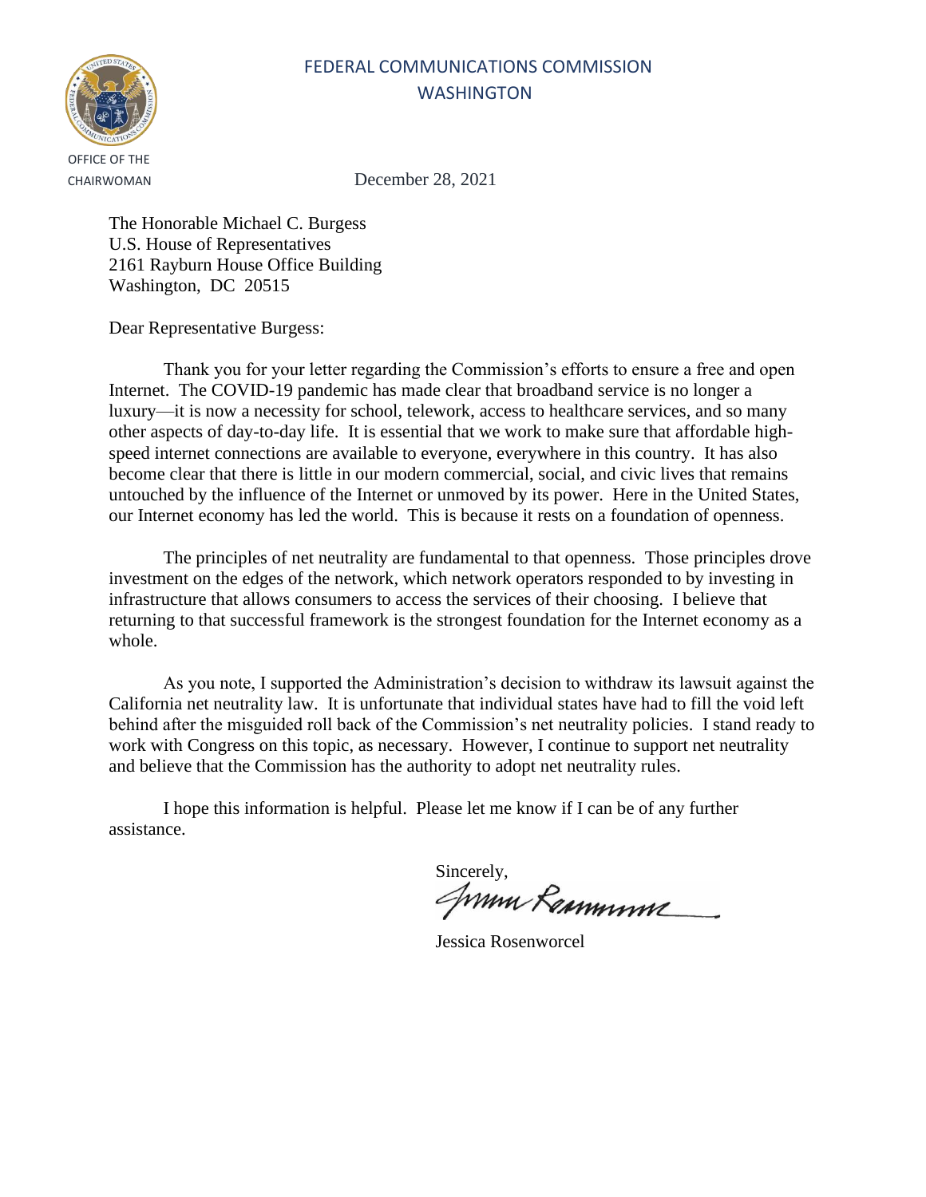FEDERAL COMMUNICATIONS COMMISSION
WASHINGTON

OFFICE OF THE
CHAIRWOMAN

December 28, 2021

The Honorable Michael C. Burgess
U.S. House of Representatives
2161 Rayburn House Office Building
Washington, DC 20515

Dear Representative Burgess:

Thank you for your letter regarding the Commission's efforts to ensure a free and open Internet. The COVID-19 pandemic has made clear that broadband service is no longer a luxury—it is now a necessity for school, telework, access to healthcare services, and so many other aspects of day-to-day life. It is essential that we work to make sure that affordable high-speed internet connections are available to everyone, everywhere in this country. It has also become clear that there is little in our modern commercial, social, and civic lives that remains untouched by the influence of the Internet or unmoved by its power. Here in the United States, our Internet economy has led the world. This is because it rests on a foundation of openness.

The principles of net neutrality are fundamental to that openness. Those principles drove investment on the edges of the network, which network operators responded to by investing in infrastructure that allows consumers to access the services of their choosing. I believe that returning to that successful framework is the strongest foundation for the Internet economy as a whole.

As you note, I supported the Administration's decision to withdraw its lawsuit against the California net neutrality law. It is unfortunate that individual states have had to fill the void left behind after the misguided roll back of the Commission's net neutrality policies. I stand ready to work with Congress on this topic, as necessary. However, I continue to support net neutrality and believe that the Commission has the authority to adopt net neutrality rules.

I hope this information is helpful. Please let me know if I can be of any further assistance.

Sincerely,

Jessica Rosenworcel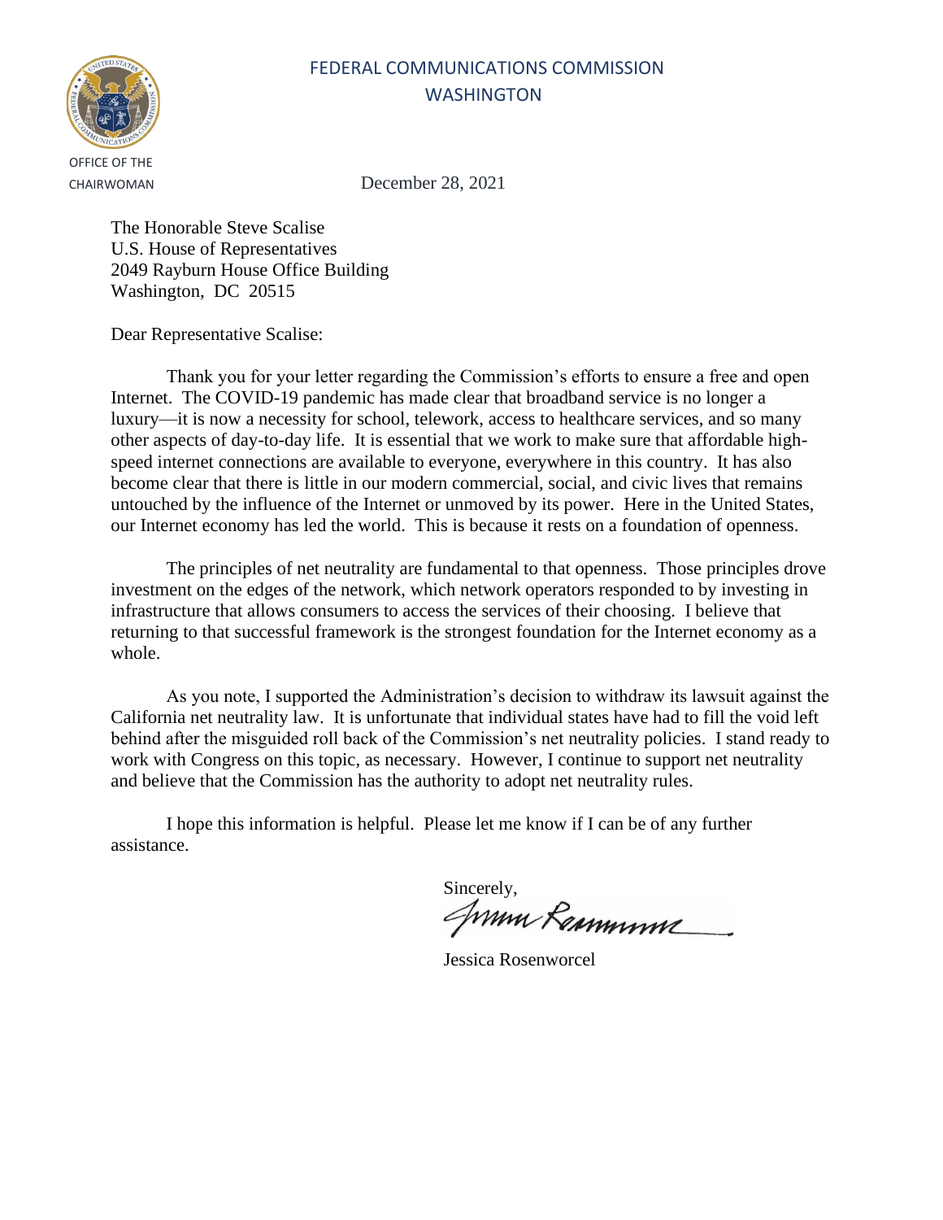FEDERAL COMMUNICATIONS COMMISSION
WASHINGTON

OFFICE OF THE
CHAIRWOMAN

December 28, 2021

The Honorable Steve Scalise
U.S. House of Representatives
2049 Rayburn House Office Building
Washington, DC 20515

Dear Representative Scalise:

Thank you for your letter regarding the Commission's efforts to ensure a free and open Internet. The COVID-19 pandemic has made clear that broadband service is no longer a luxury—it is now a necessity for school, telework, access to healthcare services, and so many other aspects of day-to-day life. It is essential that we work to make sure that affordable high-speed internet connections are available to everyone, everywhere in this country. It has also become clear that there is little in our modern commercial, social, and civic lives that remains untouched by the influence of the Internet or unmoved by its power. Here in the United States, our Internet economy has led the world. This is because it rests on a foundation of openness.

The principles of net neutrality are fundamental to that openness. Those principles drove investment on the edges of the network, which network operators responded to by investing in infrastructure that allows consumers to access the services of their choosing. I believe that returning to that successful framework is the strongest foundation for the Internet economy as a whole.

As you note, I supported the Administration's decision to withdraw its lawsuit against the California net neutrality law. It is unfortunate that individual states have had to fill the void left behind after the misguided roll back of the Commission's net neutrality policies. I stand ready to work with Congress on this topic, as necessary. However, I continue to support net neutrality and believe that the Commission has the authority to adopt net neutrality rules.

I hope this information is helpful. Please let me know if I can be of any further assistance.

Sincerely,

Jessica Rosenworcel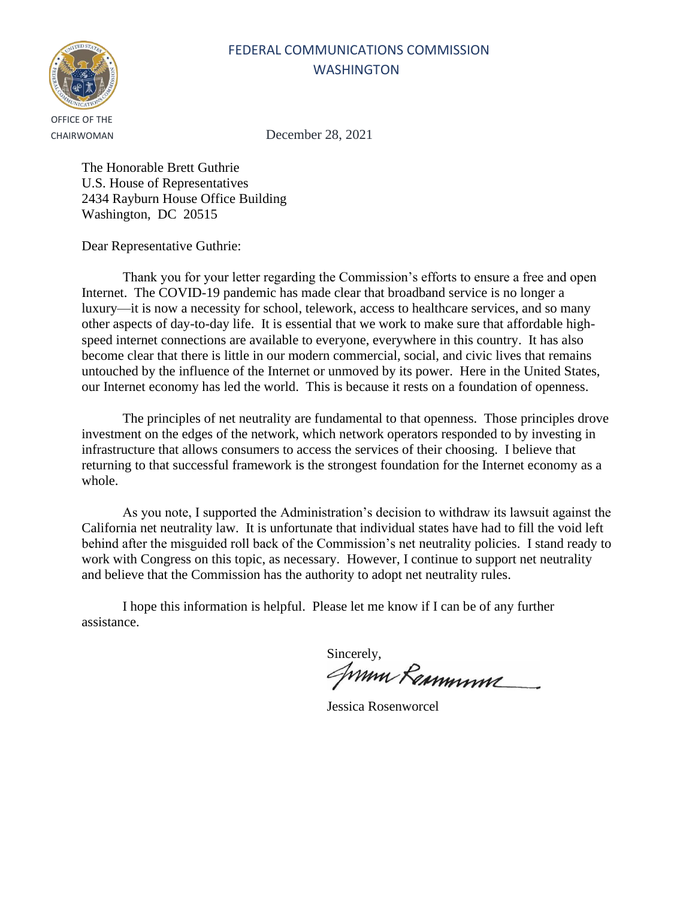FEDERAL COMMUNICATIONS COMMISSION
WASHINGTON

OFFICE OF THE
CHAIRWOMAN

December 28, 2021

The Honorable Brett Guthrie
U.S. House of Representatives
2434 Rayburn House Office Building
Washington, DC 20515

Dear Representative Guthrie:

Thank you for your letter regarding the Commission's efforts to ensure a free and open Internet. The COVID-19 pandemic has made clear that broadband service is no longer a luxury—it is now a necessity for school, telework, access to healthcare services, and so many other aspects of day-to-day life. It is essential that we work to make sure that affordable high-speed internet connections are available to everyone, everywhere in this country. It has also become clear that there is little in our modern commercial, social, and civic lives that remains untouched by the influence of the Internet or unmoved by its power. Here in the United States, our Internet economy has led the world. This is because it rests on a foundation of openness.

The principles of net neutrality are fundamental to that openness. Those principles drove investment on the edges of the network, which network operators responded to by investing in infrastructure that allows consumers to access the services of their choosing. I believe that returning to that successful framework is the strongest foundation for the Internet economy as a whole.

As you note, I supported the Administration's decision to withdraw its lawsuit against the California net neutrality law. It is unfortunate that individual states have had to fill the void left behind after the misguided roll back of the Commission's net neutrality policies. I stand ready to work with Congress on this topic, as necessary. However, I continue to support net neutrality and believe that the Commission has the authority to adopt net neutrality rules.

I hope this information is helpful. Please let me know if I can be of any further assistance.

Sincerely,

Jessica Rosenworcel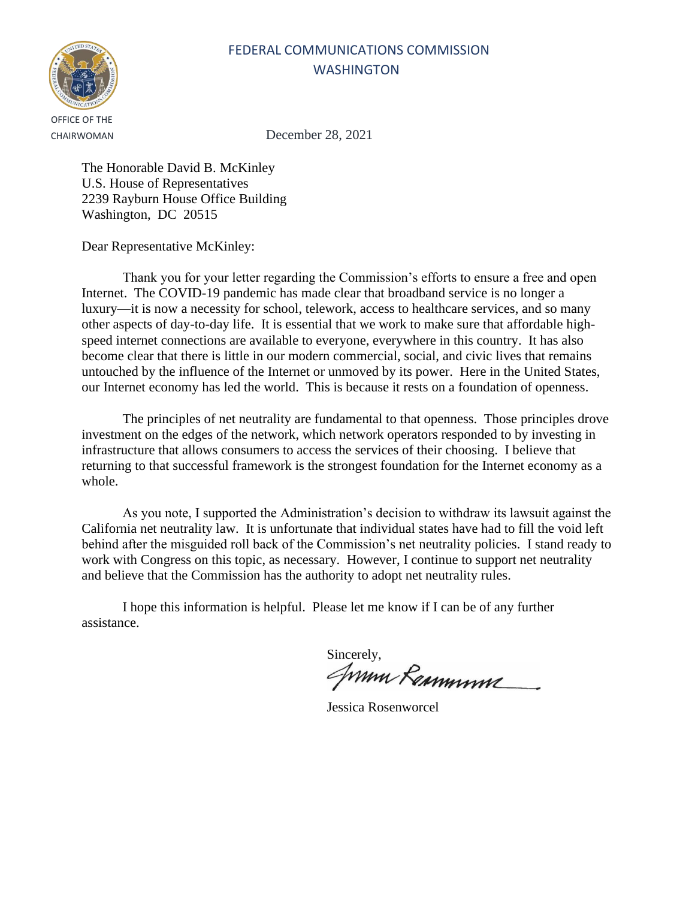FEDERAL COMMUNICATIONS COMMISSION
WASHINGTON

OFFICE OF THE
CHAIRWOMAN

December 28, 2021

The Honorable David B. McKinley
U.S. House of Representatives
2239 Rayburn House Office Building
Washington, DC 20515

Dear Representative McKinley:

Thank you for your letter regarding the Commission's efforts to ensure a free and open Internet. The COVID-19 pandemic has made clear that broadband service is no longer a luxury—it is now a necessity for school, telework, access to healthcare services, and so many other aspects of day-to-day life. It is essential that we work to make sure that affordable high-speed internet connections are available to everyone, everywhere in this country. It has also become clear that there is little in our modern commercial, social, and civic lives that remains untouched by the influence of the Internet or unmoved by its power. Here in the United States, our Internet economy has led the world. This is because it rests on a foundation of openness.

The principles of net neutrality are fundamental to that openness. Those principles drove investment on the edges of the network, which network operators responded to by investing in infrastructure that allows consumers to access the services of their choosing. I believe that returning to that successful framework is the strongest foundation for the Internet economy as a whole.

As you note, I supported the Administration's decision to withdraw its lawsuit against the California net neutrality law. It is unfortunate that individual states have had to fill the void left behind after the misguided roll back of the Commission's net neutrality policies. I stand ready to work with Congress on this topic, as necessary. However, I continue to support net neutrality and believe that the Commission has the authority to adopt net neutrality rules.

I hope this information is helpful. Please let me know if I can be of any further assistance.

Sincerely,

Jessica Rosenworcel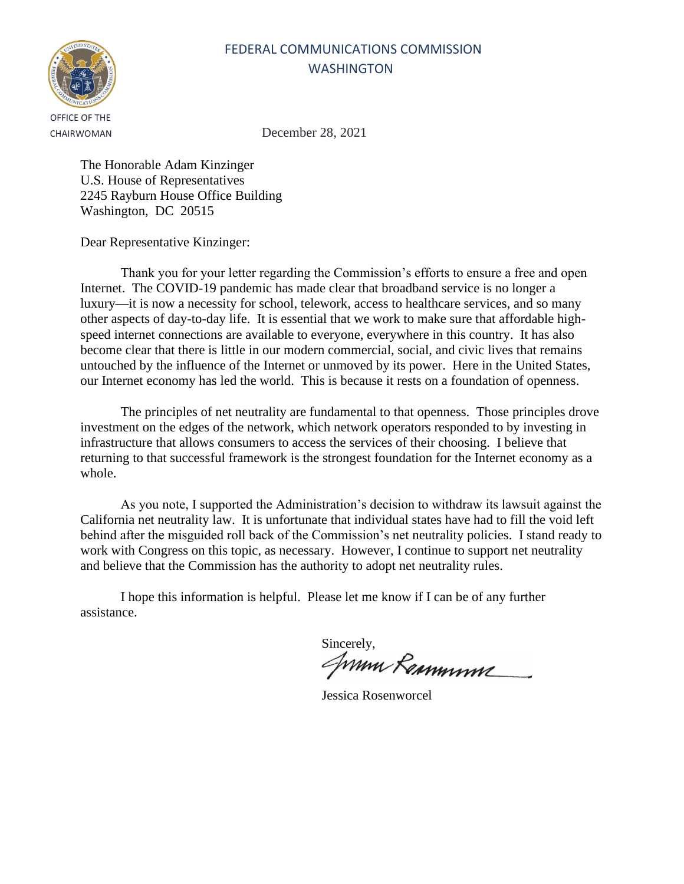FEDERAL COMMUNICATIONS COMMISSION
WASHINGTON

OFFICE OF THE CHAIRWOMAN

December 28, 2021

The Honorable Adam Kinzinger
U.S. House of Representatives
2245 Rayburn House Office Building
Washington, DC 20515

Dear Representative Kinzinger:

Thank you for your letter regarding the Commission's efforts to ensure a free and open Internet. The COVID-19 pandemic has made clear that broadband service is no longer a luxury—it is now a necessity for school, telework, access to healthcare services, and so many other aspects of day-to-day life. It is essential that we work to make sure that affordable high-speed internet connections are available to everyone, everywhere in this country. It has also become clear that there is little in our modern commercial, social, and civic lives that remains untouched by the influence of the Internet or unmoved by its power. Here in the United States, our Internet economy has led the world. This is because it rests on a foundation of openness.

The principles of net neutrality are fundamental to that openness. Those principles drove investment on the edges of the network, which network operators responded to by investing in infrastructure that allows consumers to access the services of their choosing. I believe that returning to that successful framework is the strongest foundation for the Internet economy as a whole.

As you note, I supported the Administration's decision to withdraw its lawsuit against the California net neutrality law. It is unfortunate that individual states have had to fill the void left behind after the misguided roll back of the Commission's net neutrality policies. I stand ready to work with Congress on this topic, as necessary. However, I continue to support net neutrality and believe that the Commission has the authority to adopt net neutrality rules.

I hope this information is helpful. Please let me know if I can be of any further assistance.

Sincerely,

Jessica Rosenworcel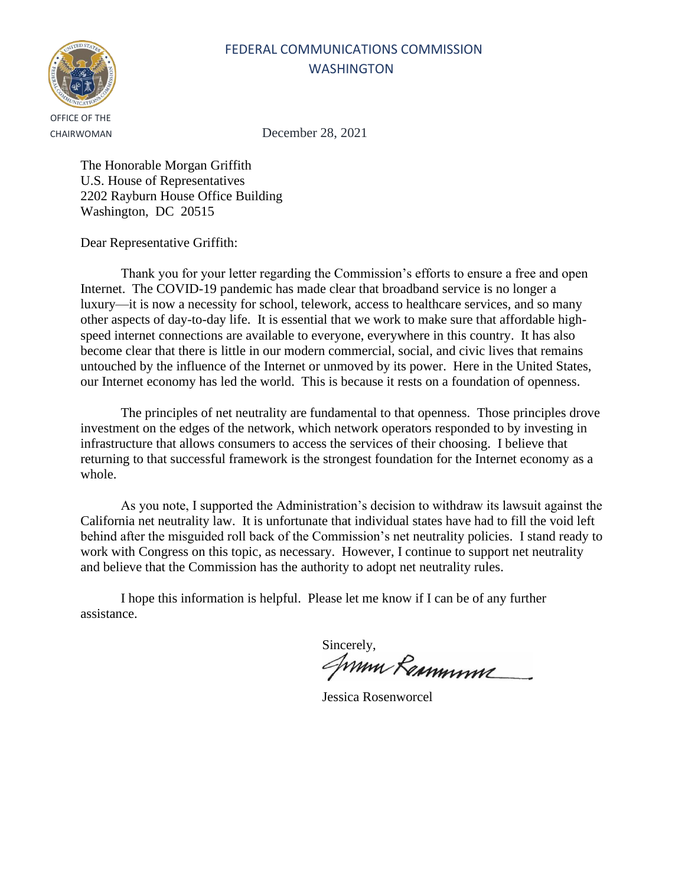FEDERAL COMMUNICATIONS COMMISSION
WASHINGTON

OFFICE OF THE
CHAIRWOMAN

December 28, 2021

The Honorable Morgan Griffith
U.S. House of Representatives
2202 Rayburn House Office Building
Washington, DC 20515

Dear Representative Griffith:

Thank you for your letter regarding the Commission's efforts to ensure a free and open Internet. The COVID-19 pandemic has made clear that broadband service is no longer a luxury—it is now a necessity for school, telework, access to healthcare services, and so many other aspects of day-to-day life. It is essential that we work to make sure that affordable high-speed internet connections are available to everyone, everywhere in this country. It has also become clear that there is little in our modern commercial, social, and civic lives that remains untouched by the influence of the Internet or unmoved by its power. Here in the United States, our Internet economy has led the world. This is because it rests on a foundation of openness.

The principles of net neutrality are fundamental to that openness. Those principles drove investment on the edges of the network, which network operators responded to by investing in infrastructure that allows consumers to access the services of their choosing. I believe that returning to that successful framework is the strongest foundation for the Internet economy as a whole.

As you note, I supported the Administration's decision to withdraw its lawsuit against the California net neutrality law. It is unfortunate that individual states have had to fill the void left behind after the misguided roll back of the Commission's net neutrality policies. I stand ready to work with Congress on this topic, as necessary. However, I continue to support net neutrality and believe that the Commission has the authority to adopt net neutrality rules.

I hope this information is helpful. Please let me know if I can be of any further assistance.

Sincerely,

Jessica Rosenworcel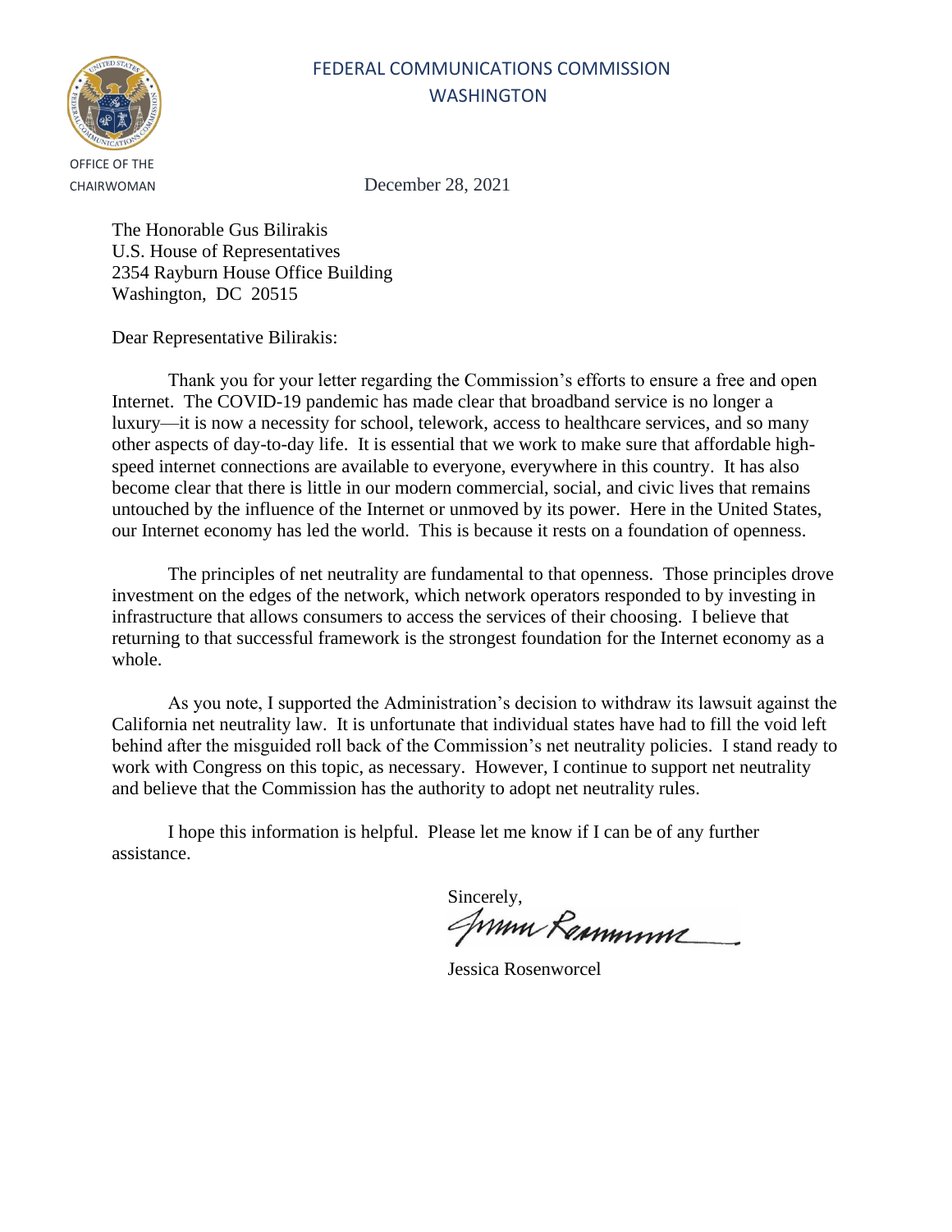FEDERAL COMMUNICATIONS COMMISSION
WASHINGTON

OFFICE OF THE
CHAIRWOMAN

December 28, 2021

The Honorable Gus Bilirakis
U.S. House of Representatives
2354 Rayburn House Office Building
Washington, DC 20515

Dear Representative Bilirakis:

Thank you for your letter regarding the Commission's efforts to ensure a free and open Internet. The COVID-19 pandemic has made clear that broadband service is no longer a luxury—it is now a necessity for school, telework, access to healthcare services, and so many other aspects of day-to-day life. It is essential that we work to make sure that affordable high-speed internet connections are available to everyone, everywhere in this country. It has also become clear that there is little in our modern commercial, social, and civic lives that remains untouched by the influence of the Internet or unmoved by its power. Here in the United States, our Internet economy has led the world. This is because it rests on a foundation of openness.

The principles of net neutrality are fundamental to that openness. Those principles drove investment on the edges of the network, which network operators responded to by investing in infrastructure that allows consumers to access the services of their choosing. I believe that returning to that successful framework is the strongest foundation for the Internet economy as a whole.

As you note, I supported the Administration's decision to withdraw its lawsuit against the California net neutrality law. It is unfortunate that individual states have had to fill the void left behind after the misguided roll back of the Commission's net neutrality policies. I stand ready to work with Congress on this topic, as necessary. However, I continue to support net neutrality and believe that the Commission has the authority to adopt net neutrality rules.

I hope this information is helpful. Please let me know if I can be of any further assistance.

Sincerely,

Jessica Rosenworcel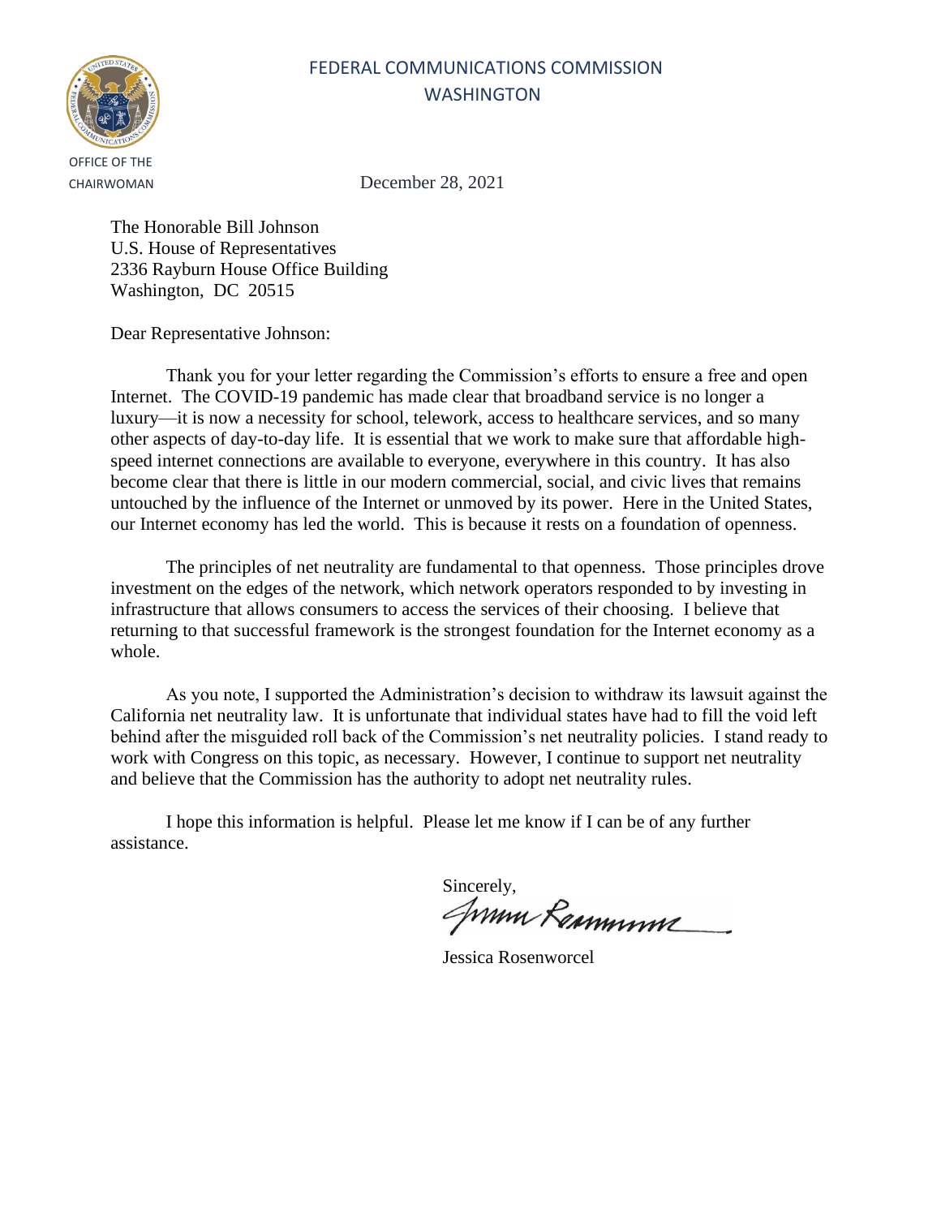FEDERAL COMMUNICATIONS COMMISSION
WASHINGTON

OFFICE OF THE CHAIRWOMAN

December 28, 2021

The Honorable Bill Johnson
U.S. House of Representatives
2336 Rayburn House Office Building
Washington, DC 20515

Dear Representative Johnson:

Thank you for your letter regarding the Commission's efforts to ensure a free and open Internet. The COVID-19 pandemic has made clear that broadband service is no longer a luxury—it is now a necessity for school, telework, access to healthcare services, and so many other aspects of day-to-day life. It is essential that we work to make sure that affordable high-speed internet connections are available to everyone, everywhere in this country. It has also become clear that there is little in our modern commercial, social, and civic lives that remains untouched by the influence of the Internet or unmoved by its power. Here in the United States, our Internet economy has led the world. This is because it rests on a foundation of openness.

The principles of net neutrality are fundamental to that openness. Those principles drove investment on the edges of the network, which network operators responded to by investing in infrastructure that allows consumers to access the services of their choosing. I believe that returning to that successful framework is the strongest foundation for the Internet economy as a whole.

As you note, I supported the Administration's decision to withdraw its lawsuit against the California net neutrality law. It is unfortunate that individual states have had to fill the void left behind after the misguided roll back of the Commission's net neutrality policies. I stand ready to work with Congress on this topic, as necessary. However, I continue to support net neutrality and believe that the Commission has the authority to adopt net neutrality rules.

I hope this information is helpful. Please let me know if I can be of any further assistance.

Sincerely,

Jessica Rosenworcel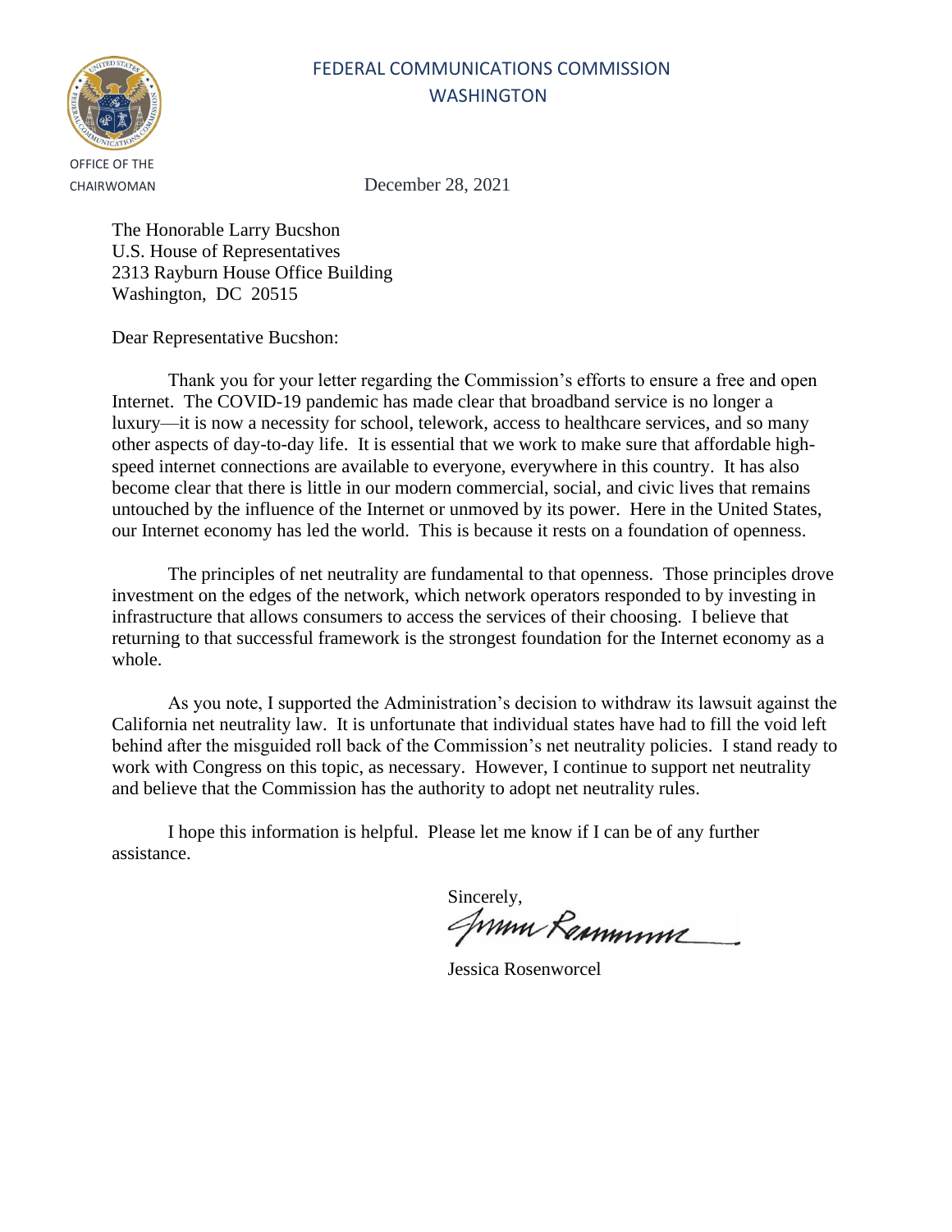FEDERAL COMMUNICATIONS COMMISSION
WASHINGTON

OFFICE OF THE
CHAIRWOMAN

December 28, 2021

The Honorable Larry Bucshon
U.S. House of Representatives
2313 Rayburn House Office Building
Washington, DC 20515

Dear Representative Bucshon:

Thank you for your letter regarding the Commission's efforts to ensure a free and open Internet. The COVID-19 pandemic has made clear that broadband service is no longer a luxury—it is now a necessity for school, telework, access to healthcare services, and so many other aspects of day-to-day life. It is essential that we work to make sure that affordable high-speed internet connections are available to everyone, everywhere in this country. It has also become clear that there is little in our modern commercial, social, and civic lives that remains untouched by the influence of the Internet or unmoved by its power. Here in the United States, our Internet economy has led the world. This is because it rests on a foundation of openness.

The principles of net neutrality are fundamental to that openness. Those principles drove investment on the edges of the network, which network operators responded to by investing in infrastructure that allows consumers to access the services of their choosing. I believe that returning to that successful framework is the strongest foundation for the Internet economy as a whole.

As you note, I supported the Administration's decision to withdraw its lawsuit against the California net neutrality law. It is unfortunate that individual states have had to fill the void left behind after the misguided roll back of the Commission's net neutrality policies. I stand ready to work with Congress on this topic, as necessary. However, I continue to support net neutrality and believe that the Commission has the authority to adopt net neutrality rules.

I hope this information is helpful. Please let me know if I can be of any further assistance.

Sincerely,

Jessica Rosenworcel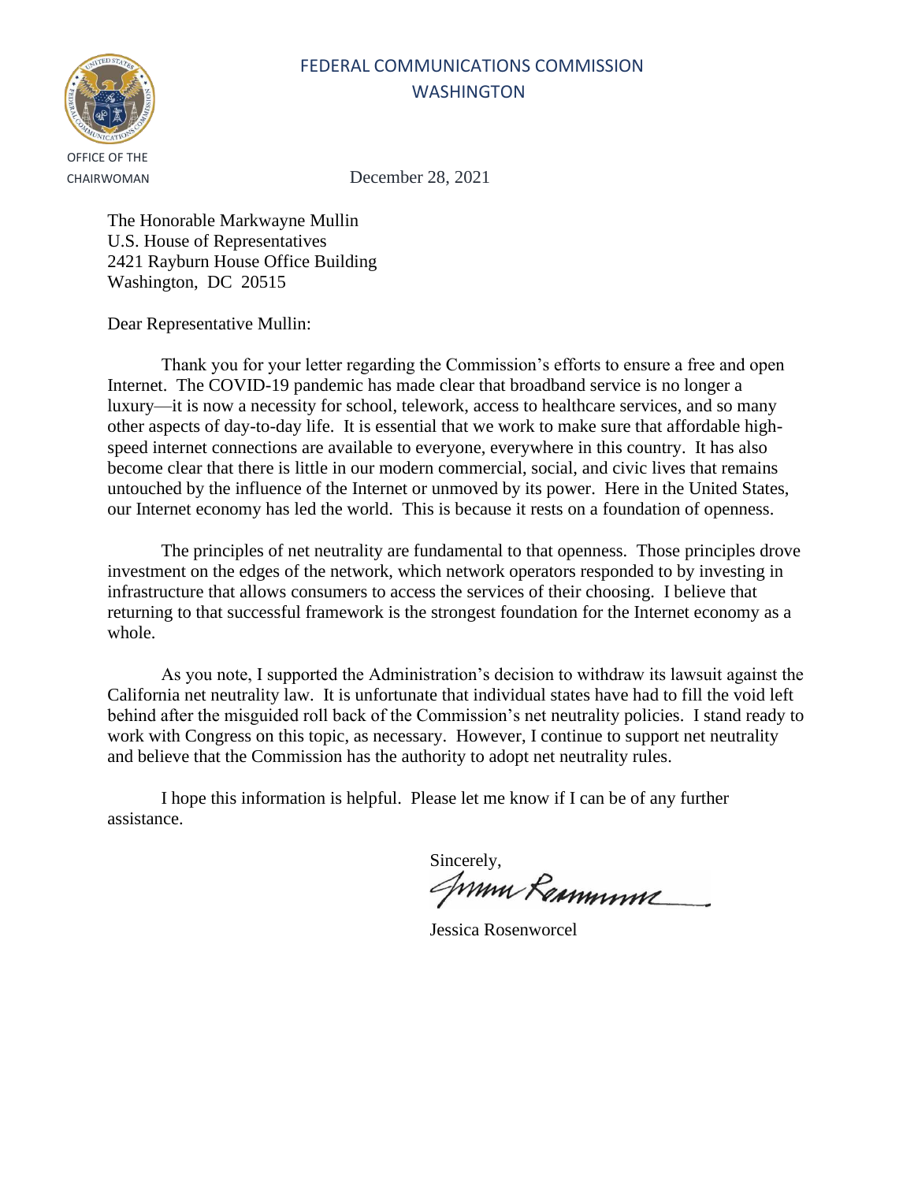FEDERAL COMMUNICATIONS COMMISSION
WASHINGTON

OFFICE OF THE
CHAIRWOMAN

December 28, 2021

The Honorable Markwayne Mullin
U.S. House of Representatives
2421 Rayburn House Office Building
Washington, DC 20515

Dear Representative Mullin:

Thank you for your letter regarding the Commission's efforts to ensure a free and open Internet. The COVID-19 pandemic has made clear that broadband service is no longer a luxury—it is now a necessity for school, telework, access to healthcare services, and so many other aspects of day-to-day life. It is essential that we work to make sure that affordable high-speed internet connections are available to everyone, everywhere in this country. It has also become clear that there is little in our modern commercial, social, and civic lives that remains untouched by the influence of the Internet or unmoved by its power. Here in the United States, our Internet economy has led the world. This is because it rests on a foundation of openness.

The principles of net neutrality are fundamental to that openness. Those principles drove investment on the edges of the network, which network operators responded to by investing in infrastructure that allows consumers to access the services of their choosing. I believe that returning to that successful framework is the strongest foundation for the Internet economy as a whole.

As you note, I supported the Administration's decision to withdraw its lawsuit against the California net neutrality law. It is unfortunate that individual states have had to fill the void left behind after the misguided roll back of the Commission's net neutrality policies. I stand ready to work with Congress on this topic, as necessary. However, I continue to support net neutrality and believe that the Commission has the authority to adopt net neutrality rules.

I hope this information is helpful. Please let me know if I can be of any further assistance.

Sincerely,

Jessica Rosenworcel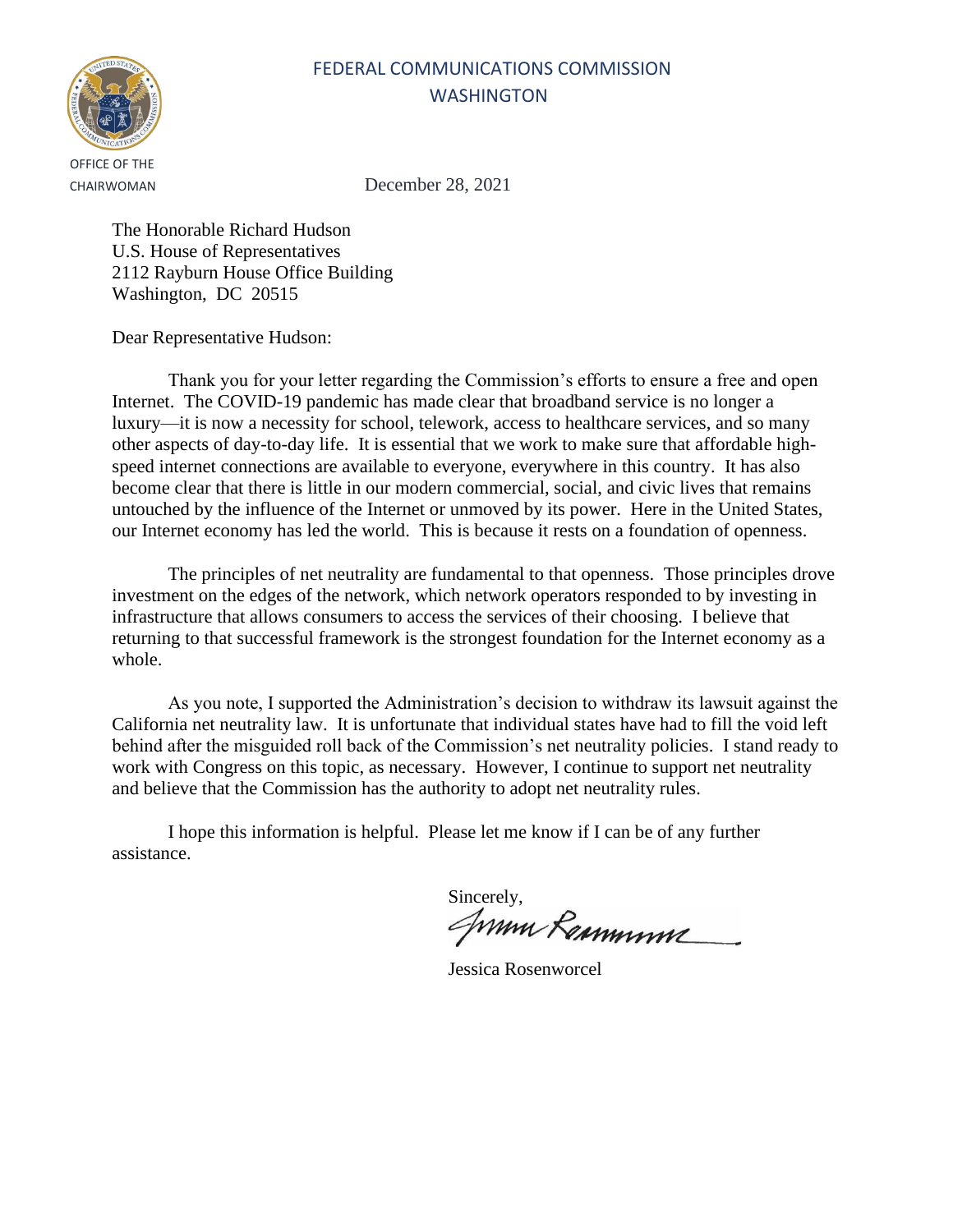FEDERAL COMMUNICATIONS COMMISSION
WASHINGTON

OFFICE OF THE
CHAIRWOMAN

December 28, 2021

The Honorable Richard Hudson
U.S. House of Representatives
2112 Rayburn House Office Building
Washington, DC 20515

Dear Representative Hudson:

Thank you for your letter regarding the Commission's efforts to ensure a free and open Internet. The COVID-19 pandemic has made clear that broadband service is no longer a luxury—it is now a necessity for school, telework, access to healthcare services, and so many other aspects of day-to-day life. It is essential that we work to make sure that affordable high-speed internet connections are available to everyone, everywhere in this country. It has also become clear that there is little in our modern commercial, social, and civic lives that remains untouched by the influence of the Internet or unmoved by its power. Here in the United States, our Internet economy has led the world. This is because it rests on a foundation of openness.

The principles of net neutrality are fundamental to that openness. Those principles drove investment on the edges of the network, which network operators responded to by investing in infrastructure that allows consumers to access the services of their choosing. I believe that returning to that successful framework is the strongest foundation for the Internet economy as a whole.

As you note, I supported the Administration's decision to withdraw its lawsuit against the California net neutrality law. It is unfortunate that individual states have had to fill the void left behind after the misguided roll back of the Commission's net neutrality policies. I stand ready to work with Congress on this topic, as necessary. However, I continue to support net neutrality and believe that the Commission has the authority to adopt net neutrality rules.

I hope this information is helpful. Please let me know if I can be of any further assistance.

Sincerely,

Jessica Rosenworcel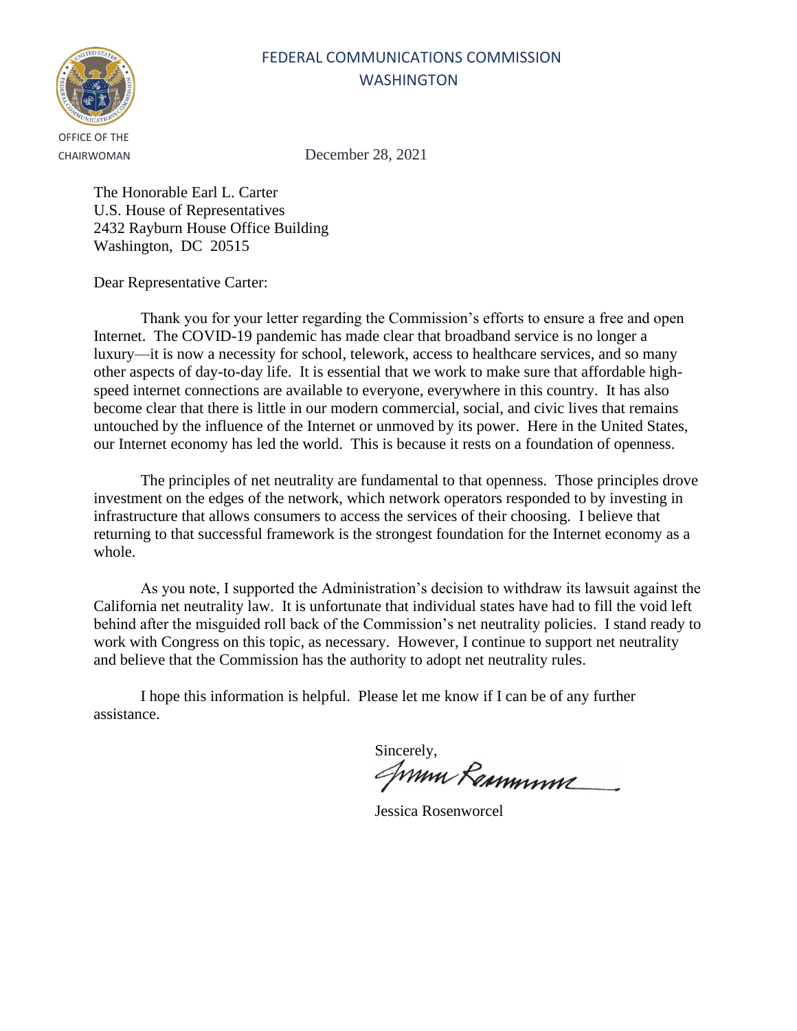FEDERAL COMMUNICATIONS COMMISSION
WASHINGTON

OFFICE OF THE CHAIRWOMAN

December 28, 2021

The Honorable Earl L. Carter
U.S. House of Representatives
2432 Rayburn House Office Building
Washington, DC 20515

Dear Representative Carter:

Thank you for your letter regarding the Commission's efforts to ensure a free and open Internet. The COVID-19 pandemic has made clear that broadband service is no longer a luxury—it is now a necessity for school, telework, access to healthcare services, and so many other aspects of day-to-day life. It is essential that we work to make sure that affordable high-speed internet connections are available to everyone, everywhere in this country. It has also become clear that there is little in our modern commercial, social, and civic lives that remains untouched by the influence of the Internet or unmoved by its power. Here in the United States, our Internet economy has led the world. This is because it rests on a foundation of openness.

The principles of net neutrality are fundamental to that openness. Those principles drove investment on the edges of the network, which network operators responded to by investing in infrastructure that allows consumers to access the services of their choosing. I believe that returning to that successful framework is the strongest foundation for the Internet economy as a whole.

As you note, I supported the Administration's decision to withdraw its lawsuit against the California net neutrality law. It is unfortunate that individual states have had to fill the void left behind after the misguided roll back of the Commission's net neutrality policies. I stand ready to work with Congress on this topic, as necessary. However, I continue to support net neutrality and believe that the Commission has the authority to adopt net neutrality rules.

I hope this information is helpful. Please let me know if I can be of any further assistance.

Sincerely,

Jessica Rosenworcel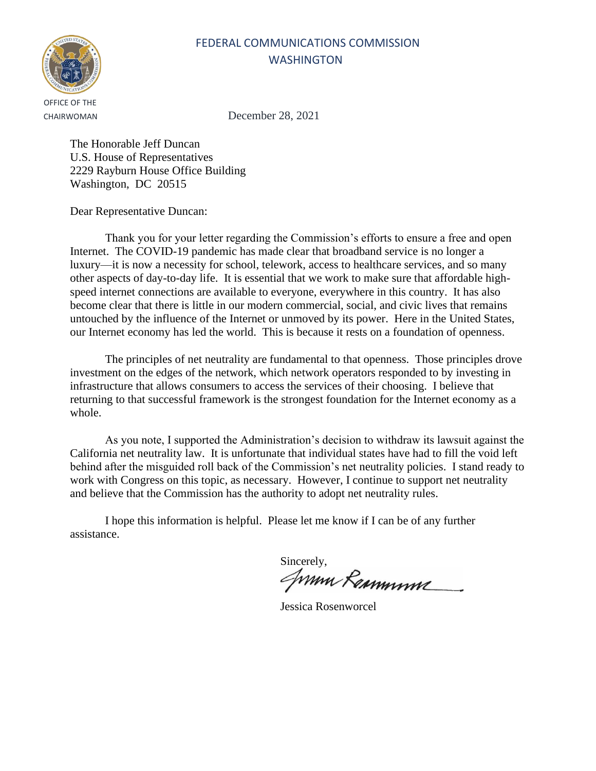FEDERAL COMMUNICATIONS COMMISSION
WASHINGTON

OFFICE OF THE
CHAIRWOMAN

December 28, 2021

The Honorable Jeff Duncan
U.S. House of Representatives
2229 Rayburn House Office Building
Washington, DC 20515

Dear Representative Duncan:

Thank you for your letter regarding the Commission's efforts to ensure a free and open Internet. The COVID-19 pandemic has made clear that broadband service is no longer a luxury—it is now a necessity for school, telework, access to healthcare services, and so many other aspects of day-to-day life. It is essential that we work to make sure that affordable high-speed internet connections are available to everyone, everywhere in this country. It has also become clear that there is little in our modern commercial, social, and civic lives that remains untouched by the influence of the Internet or unmoved by its power. Here in the United States, our Internet economy has led the world. This is because it rests on a foundation of openness.

The principles of net neutrality are fundamental to that openness. Those principles drove investment on the edges of the network, which network operators responded to by investing in infrastructure that allows consumers to access the services of their choosing. I believe that returning to that successful framework is the strongest foundation for the Internet economy as a whole.

As you note, I supported the Administration's decision to withdraw its lawsuit against the California net neutrality law. It is unfortunate that individual states have had to fill the void left behind after the misguided roll back of the Commission's net neutrality policies. I stand ready to work with Congress on this topic, as necessary. However, I continue to support net neutrality and believe that the Commission has the authority to adopt net neutrality rules.

I hope this information is helpful. Please let me know if I can be of any further assistance.

Sincerely,

Jessica Rosenworcel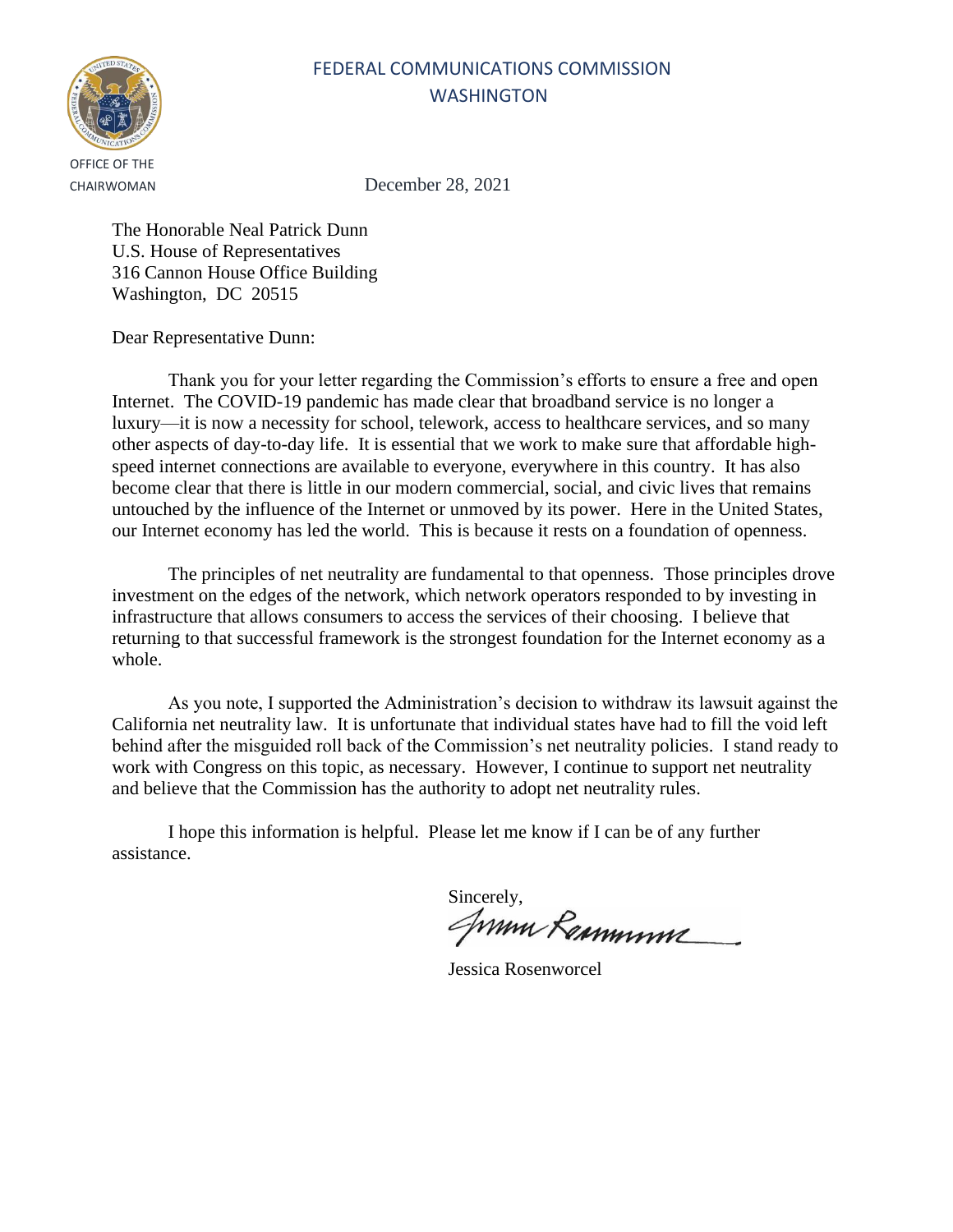FEDERAL COMMUNICATIONS COMMISSION
WASHINGTON

OFFICE OF THE
CHAIRWOMAN

December 28, 2021

The Honorable Neal Patrick Dunn
U.S. House of Representatives
316 Cannon House Office Building
Washington, DC 20515

Dear Representative Dunn:

Thank you for your letter regarding the Commission's efforts to ensure a free and open Internet. The COVID-19 pandemic has made clear that broadband service is no longer a luxury—it is now a necessity for school, telework, access to healthcare services, and so many other aspects of day-to-day life. It is essential that we work to make sure that affordable high-speed internet connections are available to everyone, everywhere in this country. It has also become clear that there is little in our modern commercial, social, and civic lives that remains untouched by the influence of the Internet or unmoved by its power. Here in the United States, our Internet economy has led the world. This is because it rests on a foundation of openness.

The principles of net neutrality are fundamental to that openness. Those principles drove investment on the edges of the network, which network operators responded to by investing in infrastructure that allows consumers to access the services of their choosing. I believe that returning to that successful framework is the strongest foundation for the Internet economy as a whole.

As you note, I supported the Administration's decision to withdraw its lawsuit against the California net neutrality law. It is unfortunate that individual states have had to fill the void left behind after the misguided roll back of the Commission's net neutrality policies. I stand ready to work with Congress on this topic, as necessary. However, I continue to support net neutrality and believe that the Commission has the authority to adopt net neutrality rules.

I hope this information is helpful. Please let me know if I can be of any further assistance.

Sincerely,

Jessica Rosenworcel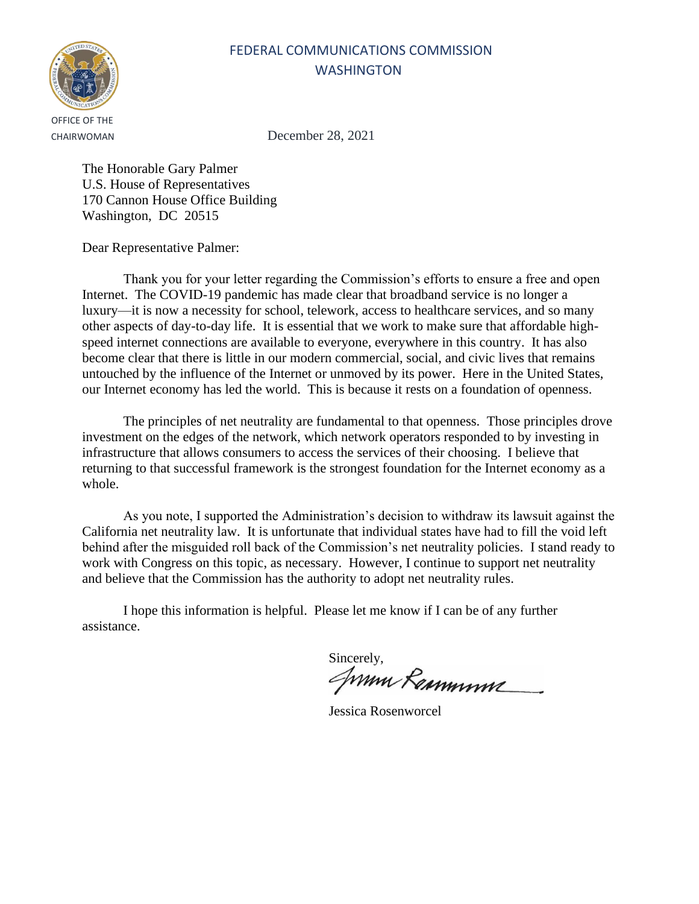FEDERAL COMMUNICATIONS COMMISSION
WASHINGTON

OFFICE OF THE CHAIRWOMAN

December 28, 2021

The Honorable Gary Palmer
U.S. House of Representatives
170 Cannon House Office Building
Washington, DC 20515

Dear Representative Palmer:

Thank you for your letter regarding the Commission's efforts to ensure a free and open Internet. The COVID-19 pandemic has made clear that broadband service is no longer a luxury—it is now a necessity for school, telework, access to healthcare services, and so many other aspects of day-to-day life. It is essential that we work to make sure that affordable high-speed internet connections are available to everyone, everywhere in this country. It has also become clear that there is little in our modern commercial, social, and civic lives that remains untouched by the influence of the Internet or unmoved by its power. Here in the United States, our Internet economy has led the world. This is because it rests on a foundation of openness.

The principles of net neutrality are fundamental to that openness. Those principles drove investment on the edges of the network, which network operators responded to by investing in infrastructure that allows consumers to access the services of their choosing. I believe that returning to that successful framework is the strongest foundation for the Internet economy as a whole.

As you note, I supported the Administration's decision to withdraw its lawsuit against the California net neutrality law. It is unfortunate that individual states have had to fill the void left behind after the misguided roll back of the Commission's net neutrality policies. I stand ready to work with Congress on this topic, as necessary. However, I continue to support net neutrality and believe that the Commission has the authority to adopt net neutrality rules.

I hope this information is helpful. Please let me know if I can be of any further assistance.

Sincerely,

Jessica Rosenworcel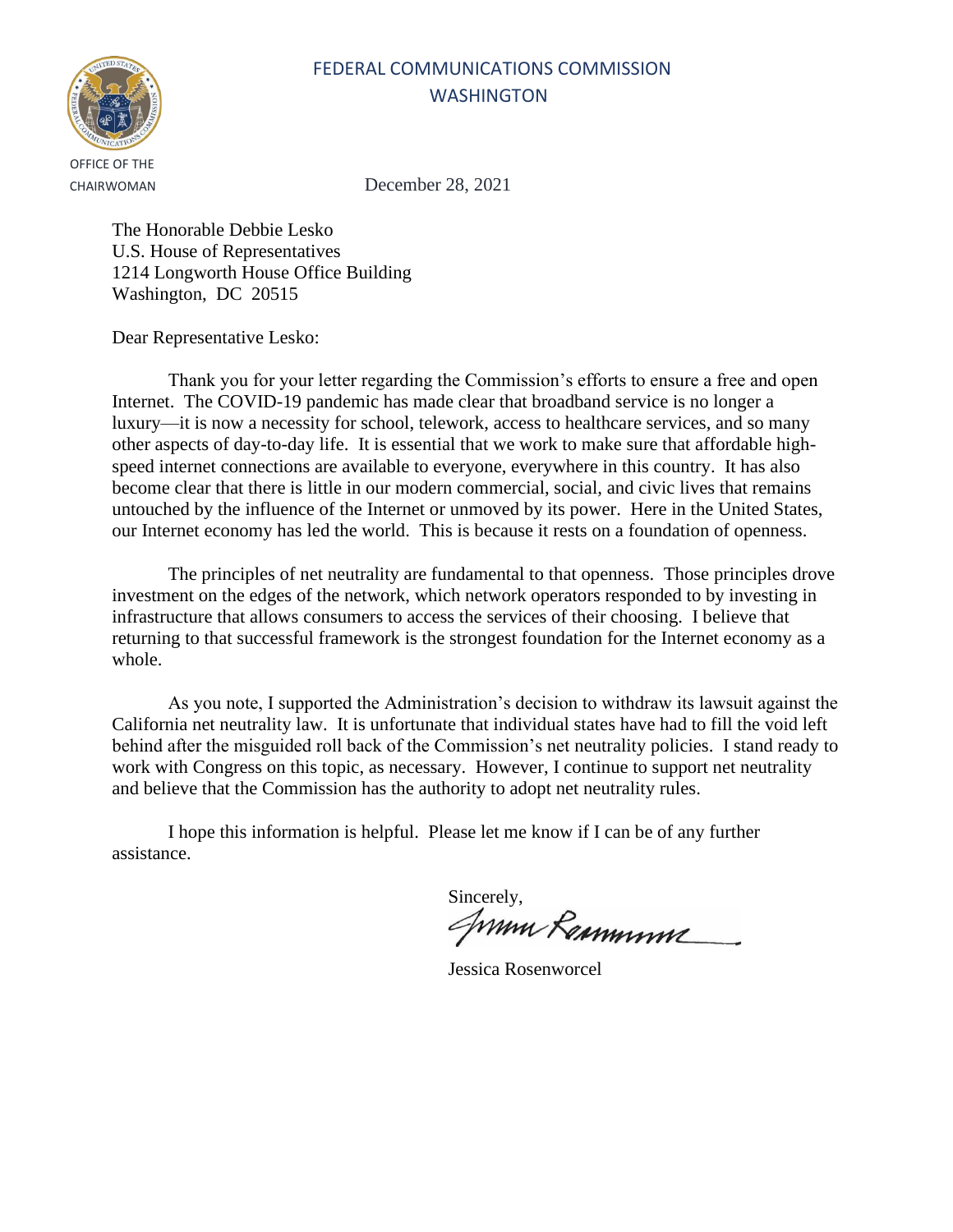FEDERAL COMMUNICATIONS COMMISSION
WASHINGTON

OFFICE OF THE
CHAIRWOMAN

December 28, 2021

The Honorable Debbie Lesko
U.S. House of Representatives
1214 Longworth House Office Building
Washington, DC 20515

Dear Representative Lesko:

Thank you for your letter regarding the Commission's efforts to ensure a free and open Internet. The COVID-19 pandemic has made clear that broadband service is no longer a luxury—it is now a necessity for school, telework, access to healthcare services, and so many other aspects of day-to-day life. It is essential that we work to make sure that affordable high-speed internet connections are available to everyone, everywhere in this country. It has also become clear that there is little in our modern commercial, social, and civic lives that remains untouched by the influence of the Internet or unmoved by its power. Here in the United States, our Internet economy has led the world. This is because it rests on a foundation of openness.

The principles of net neutrality are fundamental to that openness. Those principles drove investment on the edges of the network, which network operators responded to by investing in infrastructure that allows consumers to access the services of their choosing. I believe that returning to that successful framework is the strongest foundation for the Internet economy as a whole.

As you note, I supported the Administration's decision to withdraw its lawsuit against the California net neutrality law. It is unfortunate that individual states have had to fill the void left behind after the misguided roll back of the Commission's net neutrality policies. I stand ready to work with Congress on this topic, as necessary. However, I continue to support net neutrality and believe that the Commission has the authority to adopt net neutrality rules.

I hope this information is helpful. Please let me know if I can be of any further assistance.

Sincerely,

Jessica Rosenworcel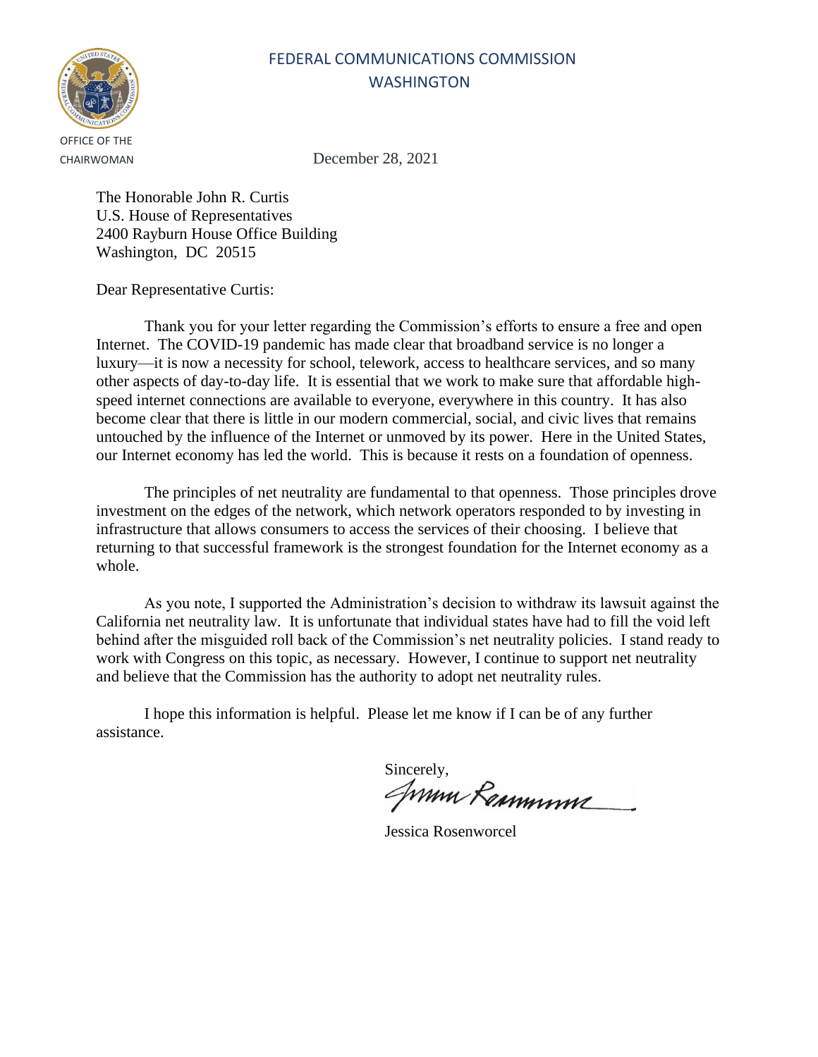FEDERAL COMMUNICATIONS COMMISSION
WASHINGTON

OFFICE OF THE
CHAIRWOMAN

December 28, 2021

The Honorable John R. Curtis
U.S. House of Representatives
2400 Rayburn House Office Building
Washington, DC 20515

Dear Representative Curtis:

Thank you for your letter regarding the Commission's efforts to ensure a free and open Internet. The COVID-19 pandemic has made clear that broadband service is no longer a luxury—it is now a necessity for school, telework, access to healthcare services, and so many other aspects of day-to-day life. It is essential that we work to make sure that affordable high-speed internet connections are available to everyone, everywhere in this country. It has also become clear that there is little in our modern commercial, social, and civic lives that remains untouched by the influence of the Internet or unmoved by its power. Here in the United States, our Internet economy has led the world. This is because it rests on a foundation of openness.

The principles of net neutrality are fundamental to that openness. Those principles drove investment on the edges of the network, which network operators responded to by investing in infrastructure that allows consumers to access the services of their choosing. I believe that returning to that successful framework is the strongest foundation for the Internet economy as a whole.

As you note, I supported the Administration's decision to withdraw its lawsuit against the California net neutrality law. It is unfortunate that individual states have had to fill the void left behind after the misguided roll back of the Commission's net neutrality policies. I stand ready to work with Congress on this topic, as necessary. However, I continue to support net neutrality and believe that the Commission has the authority to adopt net neutrality rules.

I hope this information is helpful. Please let me know if I can be of any further assistance.

Sincerely,

Jessica Rosenworcel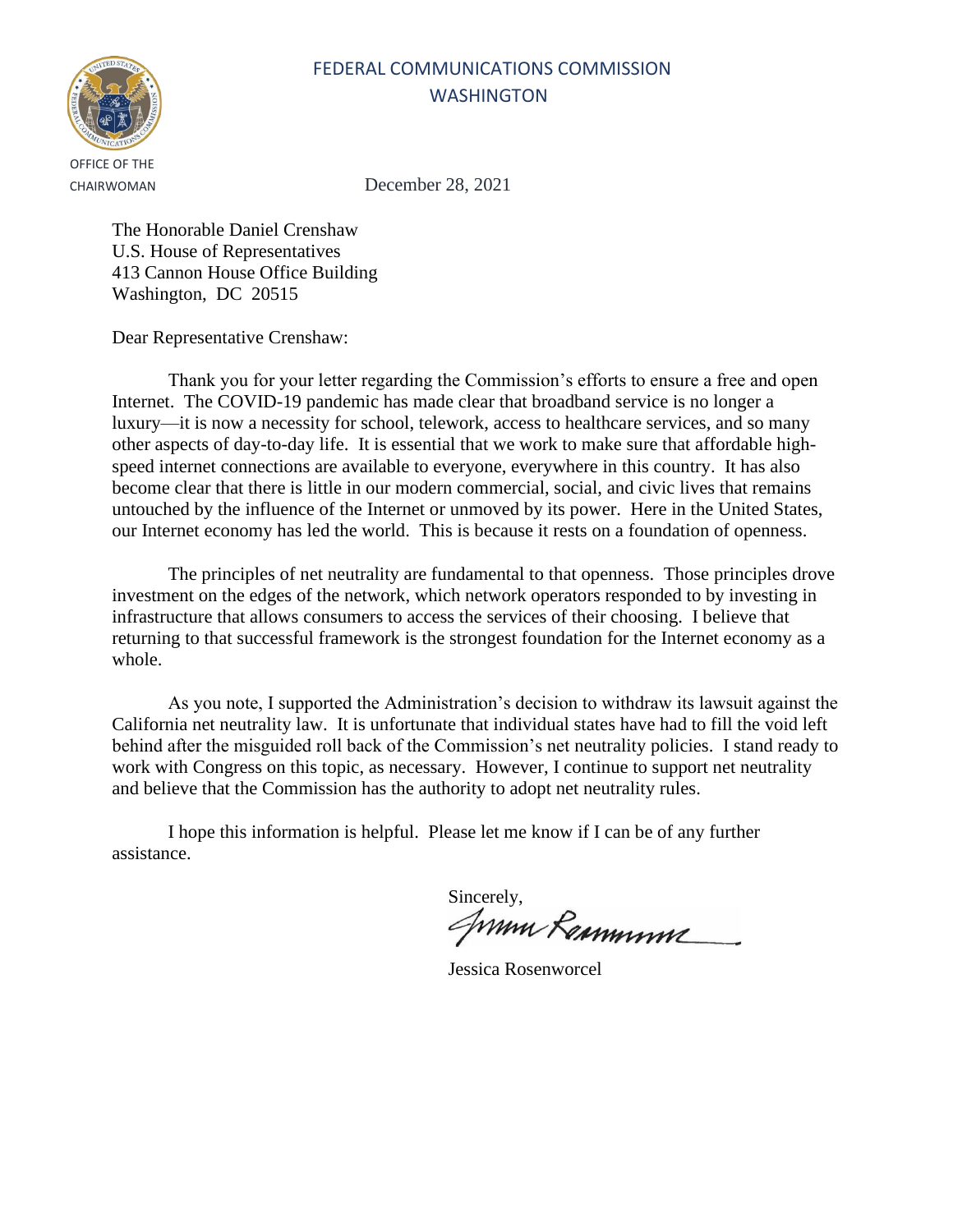FEDERAL COMMUNICATIONS COMMISSION
WASHINGTON

OFFICE OF THE
CHAIRWOMAN

December 28, 2021

The Honorable Daniel Crenshaw
U.S. House of Representatives
413 Cannon House Office Building
Washington, DC 20515

Dear Representative Crenshaw:

Thank you for your letter regarding the Commission's efforts to ensure a free and open Internet. The COVID-19 pandemic has made clear that broadband service is no longer a luxury—it is now a necessity for school, telework, access to healthcare services, and so many other aspects of day-to-day life. It is essential that we work to make sure that affordable high-speed internet connections are available to everyone, everywhere in this country. It has also become clear that there is little in our modern commercial, social, and civic lives that remains untouched by the influence of the Internet or unmoved by its power. Here in the United States, our Internet economy has led the world. This is because it rests on a foundation of openness.

The principles of net neutrality are fundamental to that openness. Those principles drove investment on the edges of the network, which network operators responded to by investing in infrastructure that allows consumers to access the services of their choosing. I believe that returning to that successful framework is the strongest foundation for the Internet economy as a whole.

As you note, I supported the Administration's decision to withdraw its lawsuit against the California net neutrality law. It is unfortunate that individual states have had to fill the void left behind after the misguided roll back of the Commission's net neutrality policies. I stand ready to work with Congress on this topic, as necessary. However, I continue to support net neutrality and believe that the Commission has the authority to adopt net neutrality rules.

I hope this information is helpful. Please let me know if I can be of any further assistance.

Sincerely,

Jessica Rosenworcel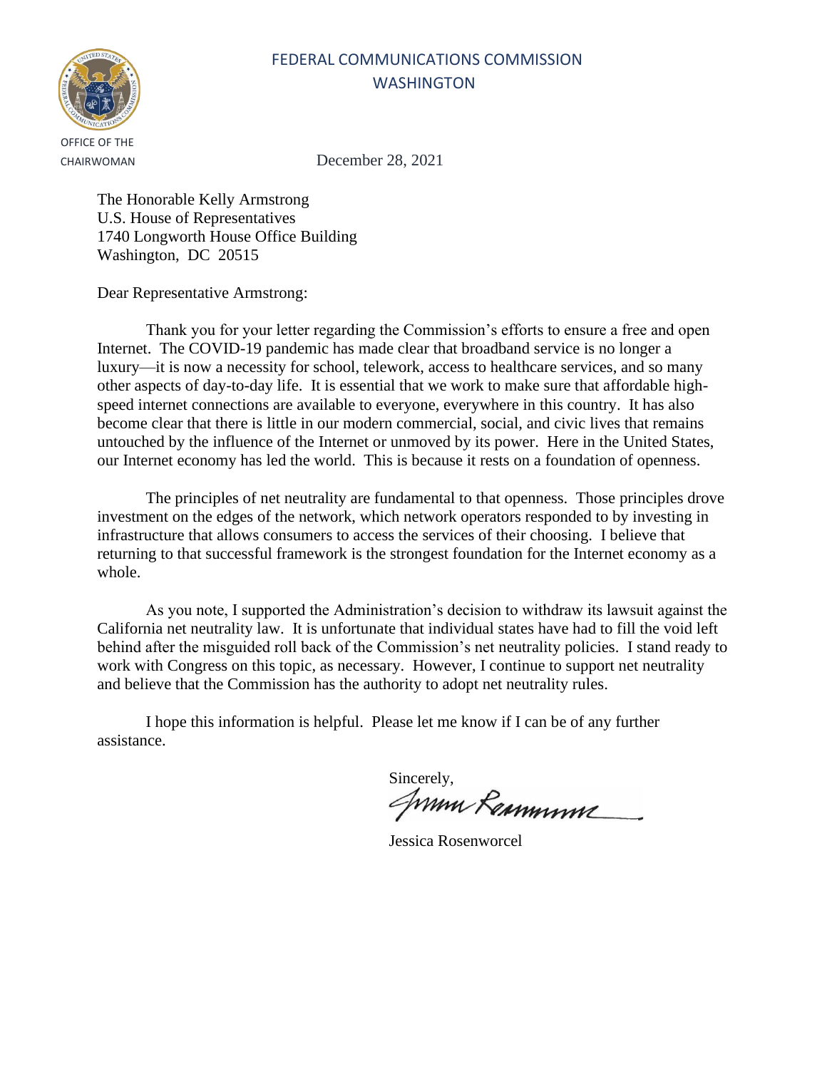FEDERAL COMMUNICATIONS COMMISSION
WASHINGTON

OFFICE OF THE
CHAIRWOMAN

December 28, 2021

The Honorable Kelly Armstrong
U.S. House of Representatives
1740 Longworth House Office Building
Washington, DC 20515

Dear Representative Armstrong:

Thank you for your letter regarding the Commission's efforts to ensure a free and open Internet. The COVID-19 pandemic has made clear that broadband service is no longer a luxury—it is now a necessity for school, telework, access to healthcare services, and so many other aspects of day-to-day life. It is essential that we work to make sure that affordable high-speed internet connections are available to everyone, everywhere in this country. It has also become clear that there is little in our modern commercial, social, and civic lives that remains untouched by the influence of the Internet or unmoved by its power. Here in the United States, our Internet economy has led the world. This is because it rests on a foundation of openness.

The principles of net neutrality are fundamental to that openness. Those principles drove investment on the edges of the network, which network operators responded to by investing in infrastructure that allows consumers to access the services of their choosing. I believe that returning to that successful framework is the strongest foundation for the Internet economy as a whole.

As you note, I supported the Administration's decision to withdraw its lawsuit against the California net neutrality law. It is unfortunate that individual states have had to fill the void left behind after the misguided roll back of the Commission's net neutrality policies. I stand ready to work with Congress on this topic, as necessary. However, I continue to support net neutrality and believe that the Commission has the authority to adopt net neutrality rules.

I hope this information is helpful. Please let me know if I can be of any further assistance.

Sincerely,

Jessica Rosenworcel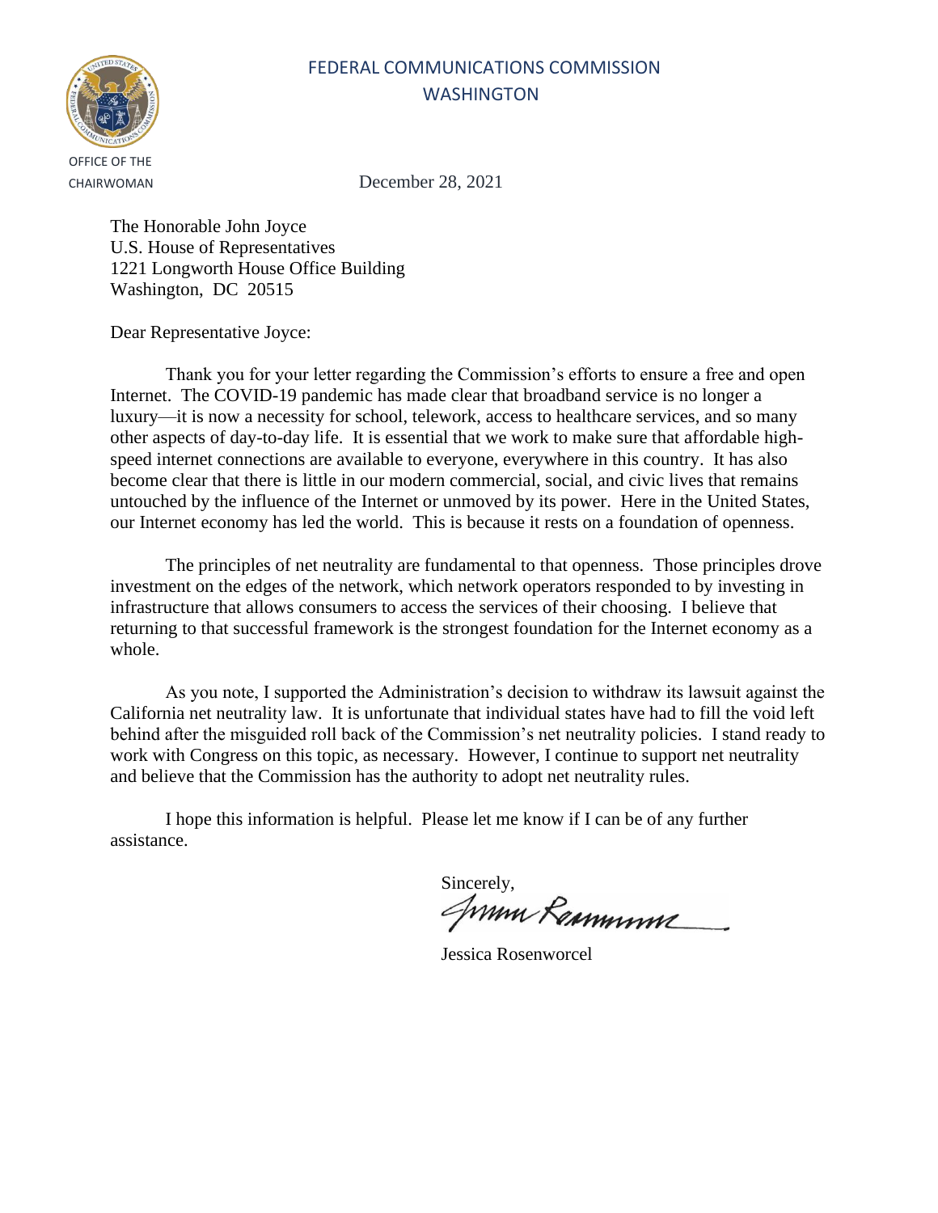FEDERAL COMMUNICATIONS COMMISSION
WASHINGTON

OFFICE OF THE
CHAIRWOMAN

December 28, 2021

The Honorable John Joyce
U.S. House of Representatives
1221 Longworth House Office Building
Washington, DC 20515

Dear Representative Joyce:

Thank you for your letter regarding the Commission's efforts to ensure a free and open Internet. The COVID-19 pandemic has made clear that broadband service is no longer a luxury—it is now a necessity for school, telework, access to healthcare services, and so many other aspects of day-to-day life. It is essential that we work to make sure that affordable high-speed internet connections are available to everyone, everywhere in this country. It has also become clear that there is little in our modern commercial, social, and civic lives that remains untouched by the influence of the Internet or unmoved by its power. Here in the United States, our Internet economy has led the world. This is because it rests on a foundation of openness.

The principles of net neutrality are fundamental to that openness. Those principles drove investment on the edges of the network, which network operators responded to by investing in infrastructure that allows consumers to access the services of their choosing. I believe that returning to that successful framework is the strongest foundation for the Internet economy as a whole.

As you note, I supported the Administration's decision to withdraw its lawsuit against the California net neutrality law. It is unfortunate that individual states have had to fill the void left behind after the misguided roll back of the Commission's net neutrality policies. I stand ready to work with Congress on this topic, as necessary. However, I continue to support net neutrality and believe that the Commission has the authority to adopt net neutrality rules.

I hope this information is helpful. Please let me know if I can be of any further assistance.

Sincerely,

Jessica Rosenworcel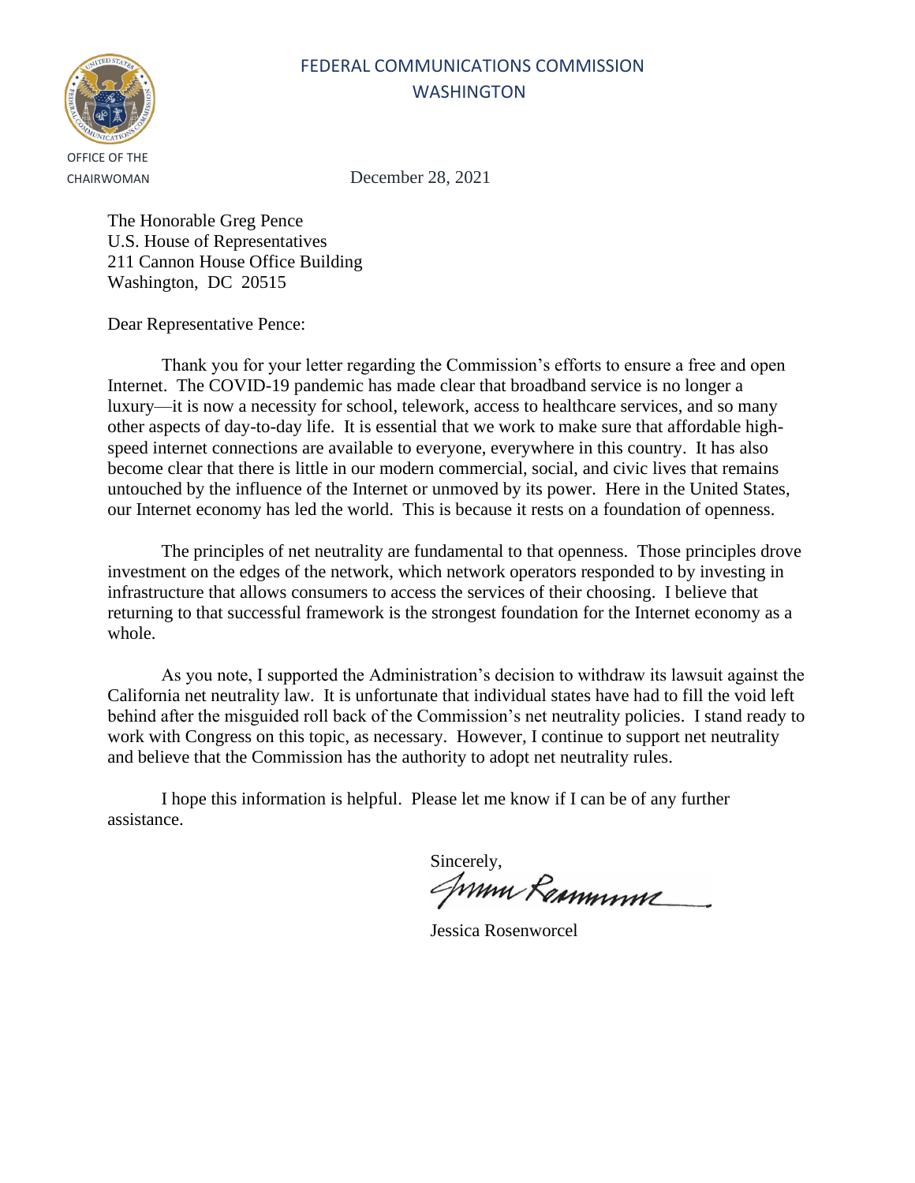FEDERAL COMMUNICATIONS COMMISSION
WASHINGTON

OFFICE OF THE
CHAIRWOMAN

December 28, 2021

The Honorable Greg Pence
U.S. House of Representatives
211 Cannon House Office Building
Washington, DC 20515

Dear Representative Pence:

Thank you for your letter regarding the Commission's efforts to ensure a free and open Internet. The COVID-19 pandemic has made clear that broadband service is no longer a luxury—it is now a necessity for school, telework, access to healthcare services, and so many other aspects of day-to-day life. It is essential that we work to make sure that affordable high-speed internet connections are available to everyone, everywhere in this country. It has also become clear that there is little in our modern commercial, social, and civic lives that remains untouched by the influence of the Internet or unmoved by its power. Here in the United States, our Internet economy has led the world. This is because it rests on a foundation of openness.

The principles of net neutrality are fundamental to that openness. Those principles drove investment on the edges of the network, which network operators responded to by investing in infrastructure that allows consumers to access the services of their choosing. I believe that returning to that successful framework is the strongest foundation for the Internet economy as a whole.

As you note, I supported the Administration's decision to withdraw its lawsuit against the California net neutrality law. It is unfortunate that individual states have had to fill the void left behind after the misguided roll back of the Commission's net neutrality policies. I stand ready to work with Congress on this topic, as necessary. However, I continue to support net neutrality and believe that the Commission has the authority to adopt net neutrality rules.

I hope this information is helpful. Please let me know if I can be of any further assistance.

Sincerely,

Jessica Rosenworcel